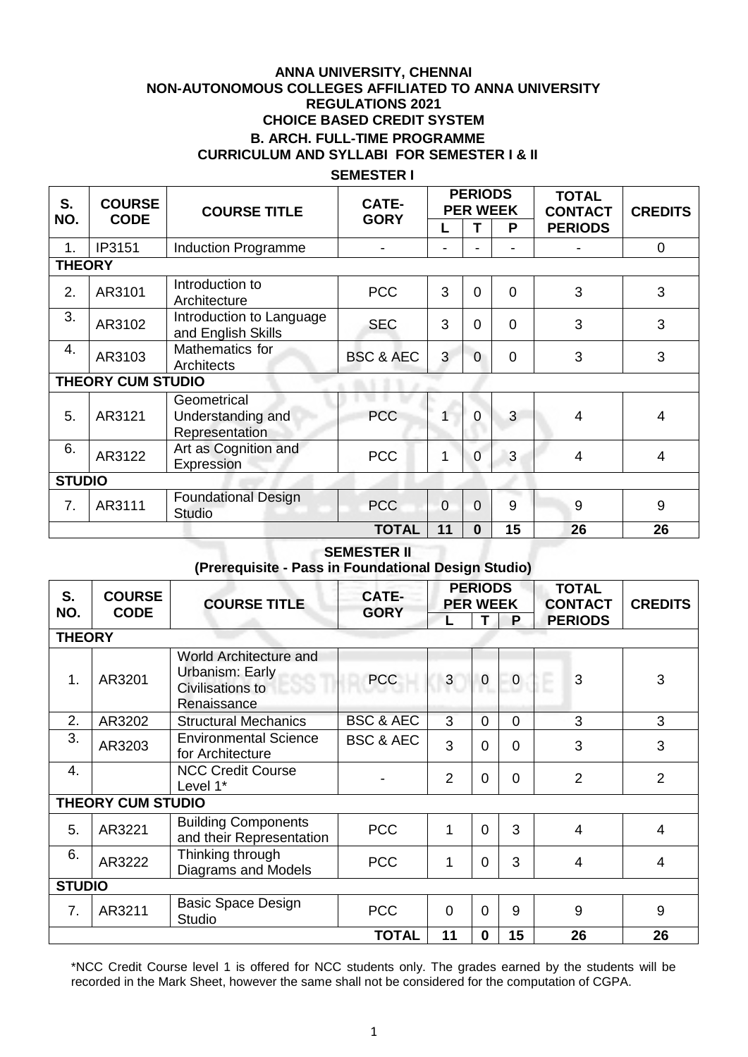# ANNA UNIVERSITY, CHENNAI
## NON-AUTONOMOUS COLLEGES AFFILIATED TO ANNA UNIVERSITY
## REGULATIONS 2021
## CHOICE BASED CREDIT SYSTEM
## B. ARCH. FULL-TIME PROGRAMME
## CURRICULUM AND SYLLABI FOR SEMESTER I & II

### SEMESTER I

| S. NO. | COURSE CODE | COURSE TITLE | CATE-GORY | PERIODS PER WEEK | | | TOTAL CONTACT PERIODS | CREDITS |
|---|---|---|---|---|---|---|---|---|
| | | | | L | T | P | | |
| 1. | IP3151 | Induction Programme | - | - | - | - | - | 0 |
| **THEORY** | | | | | | | | |
| 2. | AR3101 | Introduction to Architecture | PCC | 3 | 0 | 0 | 3 | 3 |
| 3. | AR3102 | Introduction to Language and English Skills | SEC | 3 | 0 | 0 | 3 | 3 |
| 4. | AR3103 | Mathematics for Architects | BSC & AEC | 3 | 0 | 0 | 3 | 3 |
| **THEORY CUM STUDIO** | | | | | | | | |
| 5. | AR3121 | Geometrical Understanding and Representation | PCC | 1 | 0 | 3 | 4 | 4 |
| 6. | AR3122 | Art as Cognition and Expression | PCC | 1 | 0 | 3 | 4 | 4 |
| **STUDIO** | | | | | | | | |
| 7. | AR3111 | Foundational Design Studio | PCC | 0 | 0 | 9 | 9 | 9 |
| | | | **TOTAL** | **11** | **0** | **15** | **26** | **26** |

### SEMESTER II
### (Prerequisite - Pass in Foundational Design Studio)

| S. NO. | COURSE CODE | COURSE TITLE | CATE-GORY | PERIODS PER WEEK | | | TOTAL CONTACT PERIODS | CREDITS |
|---|---|---|---|---|---|---|---|---|
| | | | | L | T | P | | |
| **THEORY** | | | | | | | | |
| 1. | AR3201 | World Architecture and Urbanism: Early Civilisations to Renaissance | PCC | 3 | 0 | 0 | 3 | 3 |
| 2. | AR3202 | Structural Mechanics | BSC & AEC | 3 | 0 | 0 | 3 | 3 |
| 3. | AR3203 | Environmental Science for Architecture | BSC & AEC | 3 | 0 | 0 | 3 | 3 |
| 4. | | NCC Credit Course Level 1* | - | 2 | 0 | 0 | 2 | 2 |
| **THEORY CUM STUDIO** | | | | | | | | |
| 5. | AR3221 | Building Components and their Representation | PCC | 1 | 0 | 3 | 4 | 4 |
| 6. | AR3222 | Thinking through Diagrams and Models | PCC | 1 | 0 | 3 | 4 | 4 |
| **STUDIO** | | | | | | | | |
| 7. | AR3211 | Basic Space Design Studio | PCC | 0 | 0 | 9 | 9 | 9 |
| | | | **TOTAL** | **11** | **0** | **15** | **26** | **26** |

*NCC Credit Course level 1 is offered for NCC students only. The grades earned by the students will be recorded in the Mark Sheet, however the same shall not be considered for the computation of CGPA.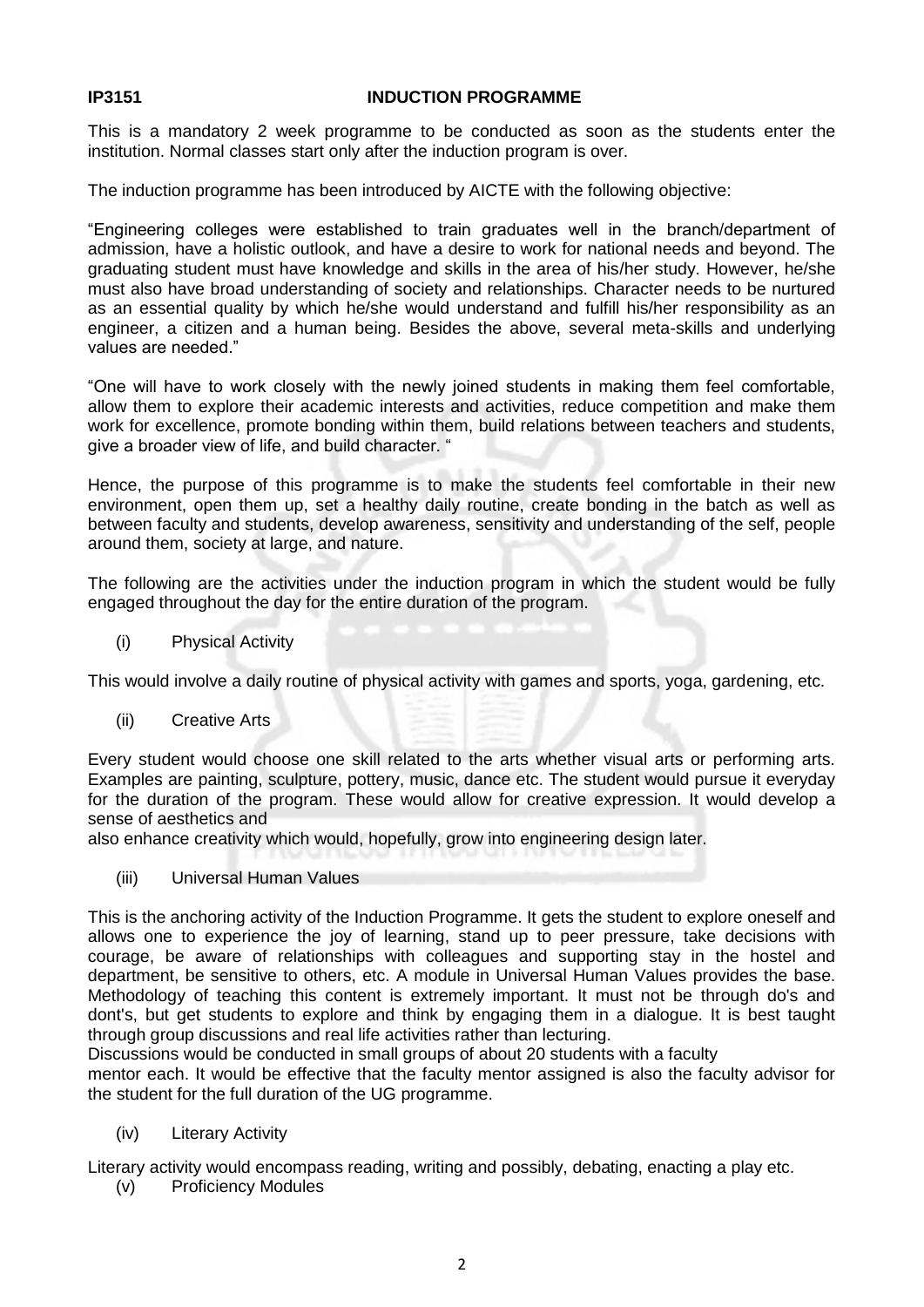**IP3151 INDUCTION PROGRAMME**

This is a mandatory 2 week programme to be conducted as soon as the students enter the institution. Normal classes start only after the induction program is over.

The induction programme has been introduced by AICTE with the following objective:

"Engineering colleges were established to train graduates well in the branch/department of admission, have a holistic outlook, and have a desire to work for national needs and beyond. The graduating student must have knowledge and skills in the area of his/her study. However, he/she must also have broad understanding of society and relationships. Character needs to be nurtured as an essential quality by which he/she would understand and fulfill his/her responsibility as an engineer, a citizen and a human being. Besides the above, several meta-skills and underlying values are needed."

"One will have to work closely with the newly joined students in making them feel comfortable, allow them to explore their academic interests and activities, reduce competition and make them work for excellence, promote bonding within them, build relations between teachers and students, give a broader view of life, and build character. "

Hence, the purpose of this programme is to make the students feel comfortable in their new environment, open them up, set a healthy daily routine, create bonding in the batch as well as between faculty and students, develop awareness, sensitivity and understanding of the self, people around them, society at large, and nature.

The following are the activities under the induction program in which the student would be fully engaged throughout the day for the entire duration of the program.

(i) Physical Activity

This would involve a daily routine of physical activity with games and sports, yoga, gardening, etc.

(ii) Creative Arts

Every student would choose one skill related to the arts whether visual arts or performing arts. Examples are painting, sculpture, pottery, music, dance etc. The student would pursue it everyday for the duration of the program. These would allow for creative expression. It would develop a sense of aesthetics and
also enhance creativity which would, hopefully, grow into engineering design later.

(iii) Universal Human Values

This is the anchoring activity of the Induction Programme. It gets the student to explore oneself and allows one to experience the joy of learning, stand up to peer pressure, take decisions with courage, be aware of relationships with colleagues and supporting stay in the hostel and department, be sensitive to others, etc. A module in Universal Human Values provides the base. Methodology of teaching this content is extremely important. It must not be through do's and dont's, but get students to explore and think by engaging them in a dialogue. It is best taught through group discussions and real life activities rather than lecturing.
Discussions would be conducted in small groups of about 20 students with a faculty
mentor each. It would be effective that the faculty mentor assigned is also the faculty advisor for the student for the full duration of the UG programme.

(iv) Literary Activity

Literary activity would encompass reading, writing and possibly, debating, enacting a play etc.

(v) Proficiency Modules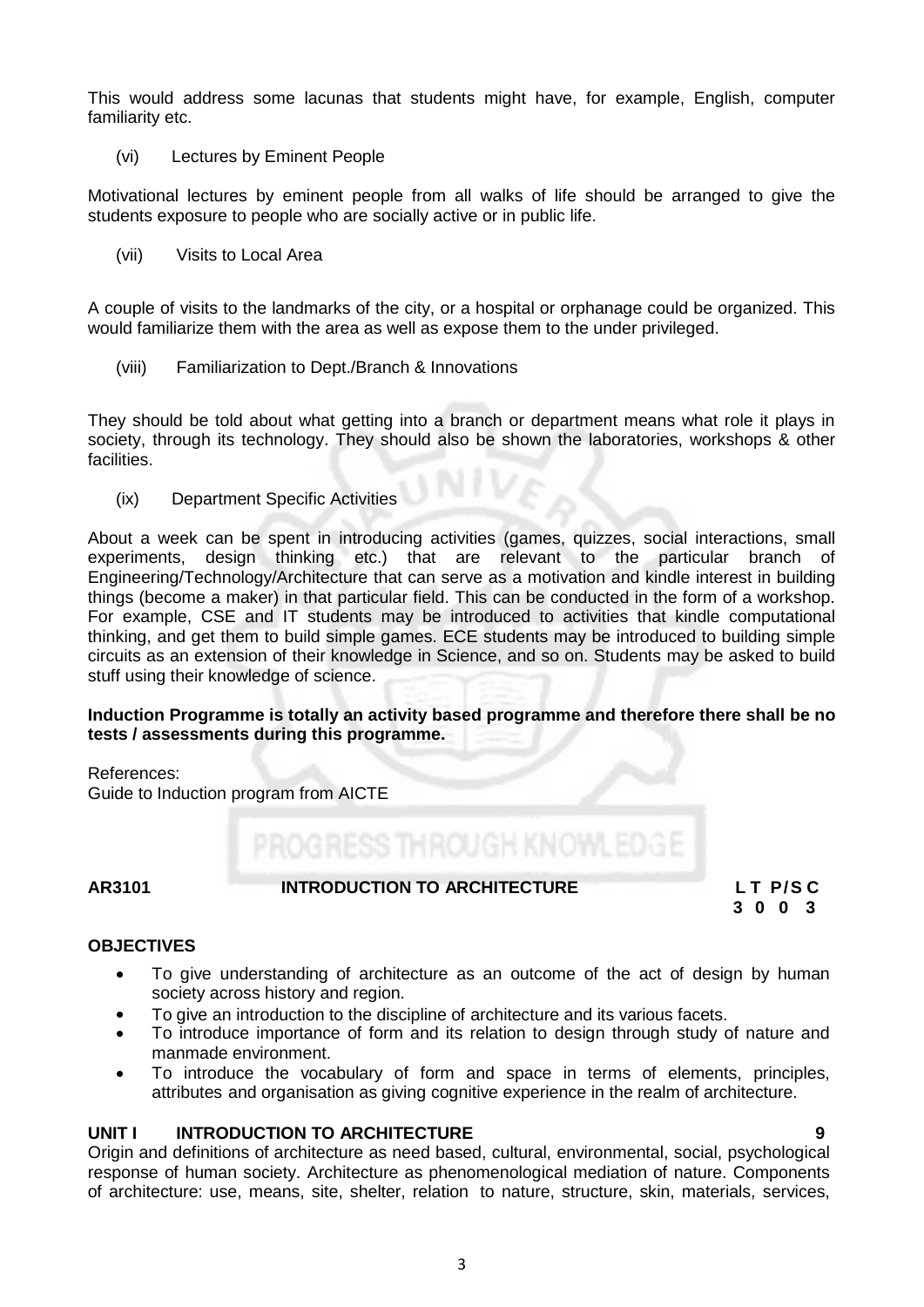This would address some lacunas that students might have, for example, English, computer familiarity etc.

(vi) Lectures by Eminent People

Motivational lectures by eminent people from all walks of life should be arranged to give the students exposure to people who are socially active or in public life.

(vii) Visits to Local Area

A couple of visits to the landmarks of the city, or a hospital or orphanage could be organized. This would familiarize them with the area as well as expose them to the under privileged.

(viii) Familiarization to Dept./Branch & Innovations

They should be told about what getting into a branch or department means what role it plays in society, through its technology. They should also be shown the laboratories, workshops & other facilities.

(ix) Department Specific Activities

About a week can be spent in introducing activities (games, quizzes, social interactions, small experiments, design thinking etc.) that are relevant to the particular branch of Engineering/Technology/Architecture that can serve as a motivation and kindle interest in building things (become a maker) in that particular field. This can be conducted in the form of a workshop. For example, CSE and IT students may be introduced to activities that kindle computational thinking, and get them to build simple games. ECE students may be introduced to building simple circuits as an extension of their knowledge in Science, and so on. Students may be asked to build stuff using their knowledge of science.

**Induction Programme is totally an activity based programme and therefore there shall be no tests / assessments during this programme.**

References:
Guide to Induction program from AICTE

| **AR3101** | **INTRODUCTION TO ARCHITECTURE** | **L T P/S C** |
|---|---|---|
| | | **3 0 0 3** |

**OBJECTIVES**

- To give understanding of architecture as an outcome of the act of design by human society across history and region.
- To give an introduction to the discipline of architecture and its various facets.
- To introduce importance of form and its relation to design through study of nature and manmade environment.
- To introduce the vocabulary of form and space in terms of elements, principles, attributes and organisation as giving cognitive experience in the realm of architecture.

**UNIT I INTRODUCTION TO ARCHITECTURE** **9**

Origin and definitions of architecture as need based, cultural, environmental, social, psychological response of human society. Architecture as phenomenological mediation of nature. Components of architecture: use, means, site, shelter, relation to nature, structure, skin, materials, services,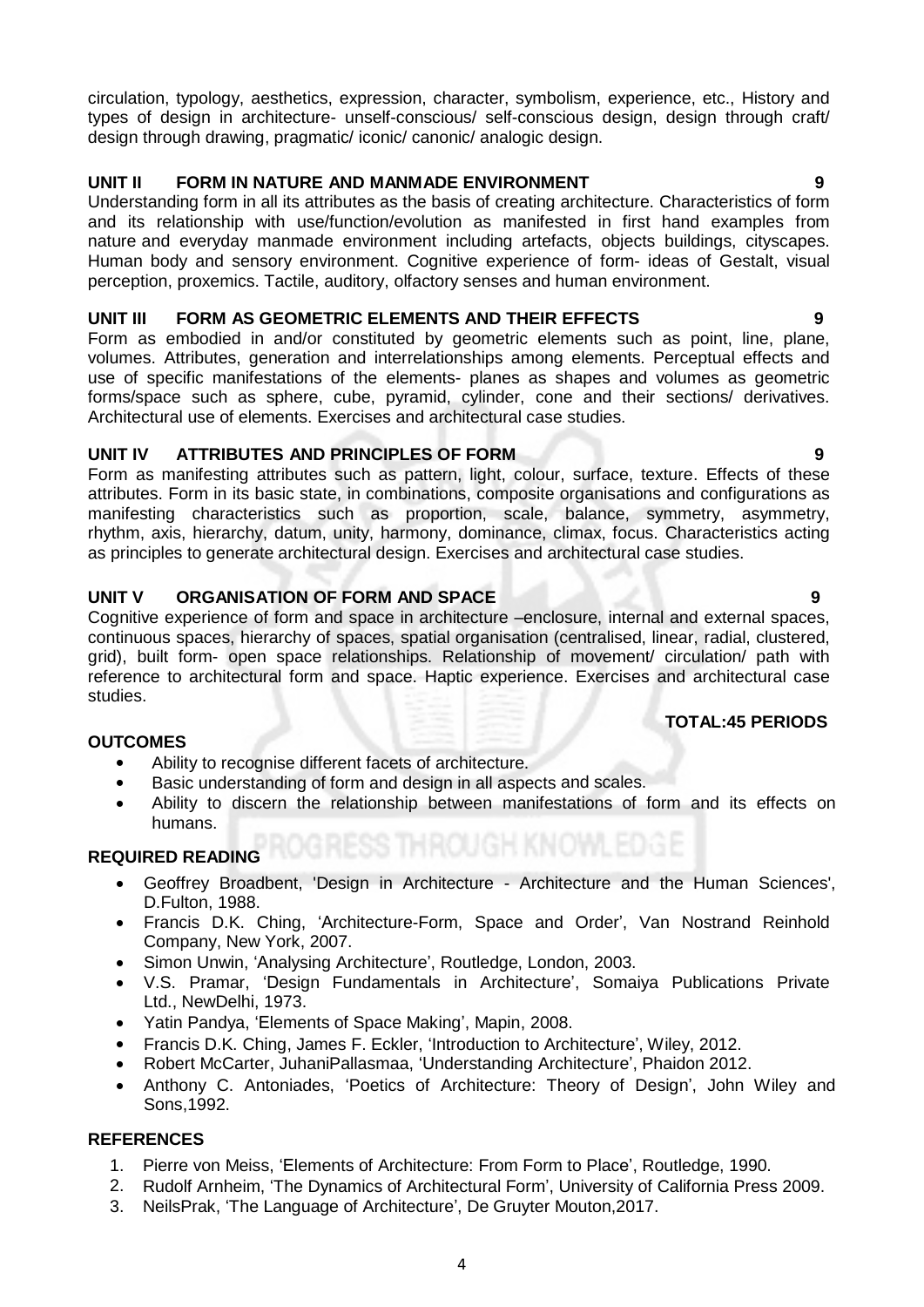circulation, typology, aesthetics, expression, character, symbolism, experience, etc., History and types of design in architecture- unself-conscious/ self-conscious design, design through craft/ design through drawing, pragmatic/ iconic/ canonic/ analogic design.

**UNIT II FORM IN NATURE AND MANMADE ENVIRONMENT 9**

Understanding form in all its attributes as the basis of creating architecture. Characteristics of form and its relationship with use/function/evolution as manifested in first hand examples from nature and everyday manmade environment including artefacts, objects buildings, cityscapes. Human body and sensory environment. Cognitive experience of form- ideas of Gestalt, visual perception, proxemics. Tactile, auditory, olfactory senses and human environment.

**UNIT III FORM AS GEOMETRIC ELEMENTS AND THEIR EFFECTS 9**

Form as embodied in and/or constituted by geometric elements such as point, line, plane, volumes. Attributes, generation and interrelationships among elements. Perceptual effects and use of specific manifestations of the elements- planes as shapes and volumes as geometric forms/space such as sphere, cube, pyramid, cylinder, cone and their sections/ derivatives. Architectural use of elements. Exercises and architectural case studies.

**UNIT IV ATTRIBUTES AND PRINCIPLES OF FORM 9**

Form as manifesting attributes such as pattern, light, colour, surface, texture. Effects of these attributes. Form in its basic state, in combinations, composite organisations and configurations as manifesting characteristics such as proportion, scale, balance, symmetry, asymmetry, rhythm, axis, hierarchy, datum, unity, harmony, dominance, climax, focus. Characteristics acting as principles to generate architectural design. Exercises and architectural case studies.

**UNIT V ORGANISATION OF FORM AND SPACE 9**

Cognitive experience of form and space in architecture –enclosure, internal and external spaces, continuous spaces, hierarchy of spaces, spatial organisation (centralised, linear, radial, clustered, grid), built form- open space relationships. Relationship of movement/ circulation/ path with reference to architectural form and space. Haptic experience. Exercises and architectural case studies.

**TOTAL:45 PERIODS**

**OUTCOMES**

- Ability to recognise different facets of architecture.
- Basic understanding of form and design in all aspects and scales.
- Ability to discern the relationship between manifestations of form and its effects on humans.

**REQUIRED READING**

- Geoffrey Broadbent, 'Design in Architecture - Architecture and the Human Sciences', D.Fulton, 1988.
- Francis D.K. Ching, 'Architecture-Form, Space and Order', Van Nostrand Reinhold Company, New York, 2007.
- Simon Unwin, 'Analysing Architecture', Routledge, London, 2003.
- V.S. Pramar, 'Design Fundamentals in Architecture', Somaiya Publications Private Ltd., NewDelhi, 1973.
- Yatin Pandya, 'Elements of Space Making', Mapin, 2008.
- Francis D.K. Ching, James F. Eckler, 'Introduction to Architecture', Wiley, 2012.
- Robert McCarter, JuhaniPallasmaa, 'Understanding Architecture', Phaidon 2012.
- Anthony C. Antoniades, 'Poetics of Architecture: Theory of Design', John Wiley and Sons,1992.

**REFERENCES**

1. Pierre von Meiss, 'Elements of Architecture: From Form to Place', Routledge, 1990.
2. Rudolf Arnheim, 'The Dynamics of Architectural Form', University of California Press 2009.
3. NeilsPrak, 'The Language of Architecture', De Gruyter Mouton,2017.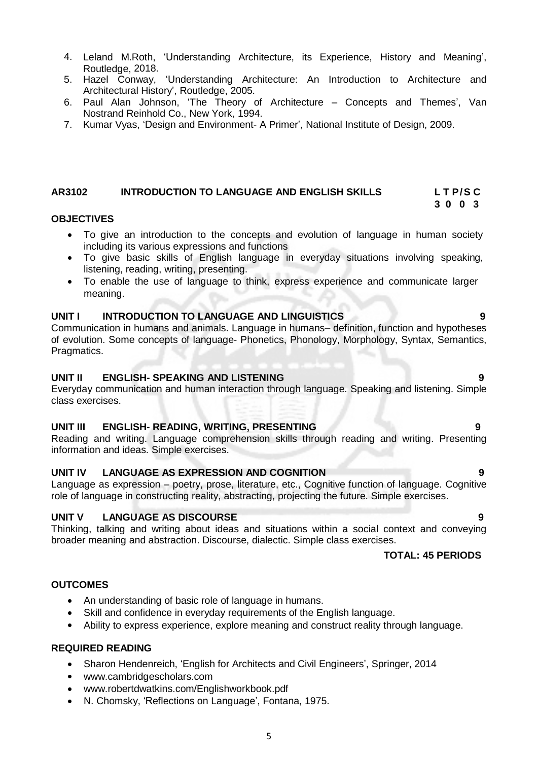4. Leland M.Roth, 'Understanding Architecture, its Experience, History and Meaning', Routledge, 2018.
5. Hazel Conway, 'Understanding Architecture: An Introduction to Architecture and Architectural History', Routledge, 2005.
6. Paul Alan Johnson, 'The Theory of Architecture – Concepts and Themes', Van Nostrand Reinhold Co., New York, 1994.
7. Kumar Vyas, 'Design and Environment- A Primer', National Institute of Design, 2009.

## AR3102 INTRODUCTION TO LANGUAGE AND ENGLISH SKILLS

**L T P/S C**
**3 0 0 3**

### OBJECTIVES

- To give an introduction to the concepts and evolution of language in human society including its various expressions and functions
- To give basic skills of English language in everyday situations involving speaking, listening, reading, writing, presenting.
- To enable the use of language to think, express experience and communicate larger meaning.

### UNIT I INTRODUCTION TO LANGUAGE AND LINGUISTICS 9

Communication in humans and animals. Language in humans– definition, function and hypotheses of evolution. Some concepts of language- Phonetics, Phonology, Morphology, Syntax, Semantics, Pragmatics.

### UNIT II ENGLISH- SPEAKING AND LISTENING 9

Everyday communication and human interaction through language. Speaking and listening. Simple class exercises.

### UNIT III ENGLISH- READING, WRITING, PRESENTING 9

Reading and writing. Language comprehension skills through reading and writing. Presenting information and ideas. Simple exercises.

### UNIT IV LANGUAGE AS EXPRESSION AND COGNITION 9

Language as expression – poetry, prose, literature, etc., Cognitive function of language. Cognitive role of language in constructing reality, abstracting, projecting the future. Simple exercises.

### UNIT V LANGUAGE AS DISCOURSE 9

Thinking, talking and writing about ideas and situations within a social context and conveying broader meaning and abstraction. Discourse, dialectic. Simple class exercises.

**TOTAL: 45 PERIODS**

### OUTCOMES

- An understanding of basic role of language in humans.
- Skill and confidence in everyday requirements of the English language.
- Ability to express experience, explore meaning and construct reality through language.

### REQUIRED READING

- Sharon Hendenreich, 'English for Architects and Civil Engineers', Springer, 2014
- www.cambridgescholars.com
- www.robertdwatkins.com/Englishworkbook.pdf
- N. Chomsky, 'Reflections on Language', Fontana, 1975.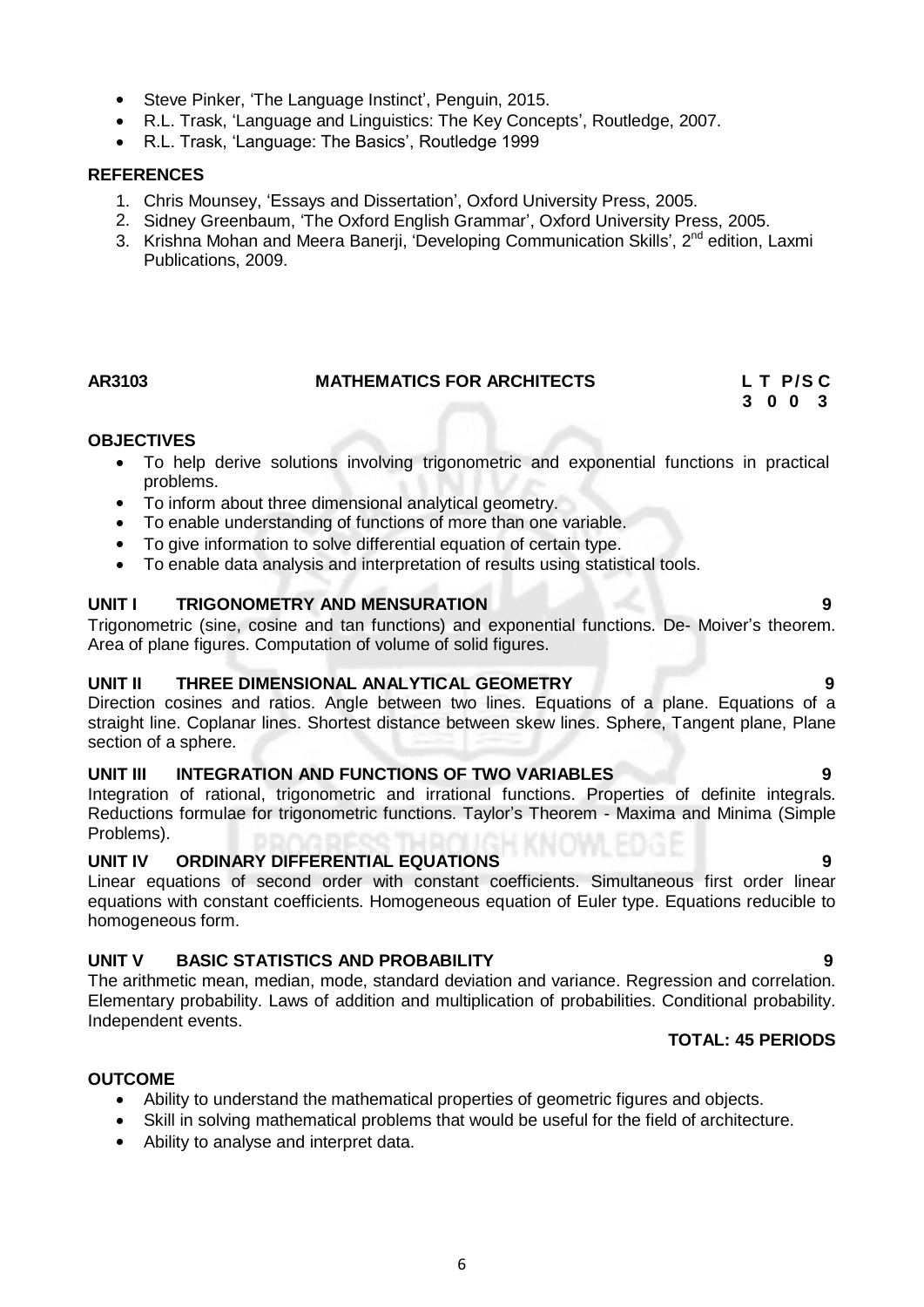- Steve Pinker, 'The Language Instinct', Penguin, 2015.
- R.L. Trask, 'Language and Linguistics: The Key Concepts', Routledge, 2007.
- R.L. Trask, 'Language: The Basics', Routledge 1999

**REFERENCES**

1. Chris Mounsey, 'Essays and Dissertation', Oxford University Press, 2005.
2. Sidney Greenbaum, 'The Oxford English Grammar', Oxford University Press, 2005.
3. Krishna Mohan and Meera Banerji, 'Developing Communication Skills', 2nd edition, Laxmi Publications, 2009.

## AR3103 MATHEMATICS FOR ARCHITECTS

| L | T | P/S | C |
|---|---|---|---|
| 3 | 0 | 0 | 3 |

**OBJECTIVES**

- To help derive solutions involving trigonometric and exponential functions in practical problems.
- To inform about three dimensional analytical geometry.
- To enable understanding of functions of more than one variable.
- To give information to solve differential equation of certain type.
- To enable data analysis and interpretation of results using statistical tools.

**UNIT I TRIGONOMETRY AND MENSURATION 9**

Trigonometric (sine, cosine and tan functions) and exponential functions. De- Moiver's theorem. Area of plane figures. Computation of volume of solid figures.

**UNIT II THREE DIMENSIONAL ANALYTICAL GEOMETRY 9**

Direction cosines and ratios. Angle between two lines. Equations of a plane. Equations of a straight line. Coplanar lines. Shortest distance between skew lines. Sphere, Tangent plane, Plane section of a sphere.

**UNIT III INTEGRATION AND FUNCTIONS OF TWO VARIABLES 9**

Integration of rational, trigonometric and irrational functions. Properties of definite integrals. Reductions formulae for trigonometric functions. Taylor's Theorem - Maxima and Minima (Simple Problems).

**UNIT IV ORDINARY DIFFERENTIAL EQUATIONS 9**

Linear equations of second order with constant coefficients. Simultaneous first order linear equations with constant coefficients. Homogeneous equation of Euler type. Equations reducible to homogeneous form.

**UNIT V BASIC STATISTICS AND PROBABILITY 9**

The arithmetic mean, median, mode, standard deviation and variance. Regression and correlation. Elementary probability. Laws of addition and multiplication of probabilities. Conditional probability. Independent events.

**TOTAL: 45 PERIODS**

**OUTCOME**

- Ability to understand the mathematical properties of geometric figures and objects.
- Skill in solving mathematical problems that would be useful for the field of architecture.
- Ability to analyse and interpret data.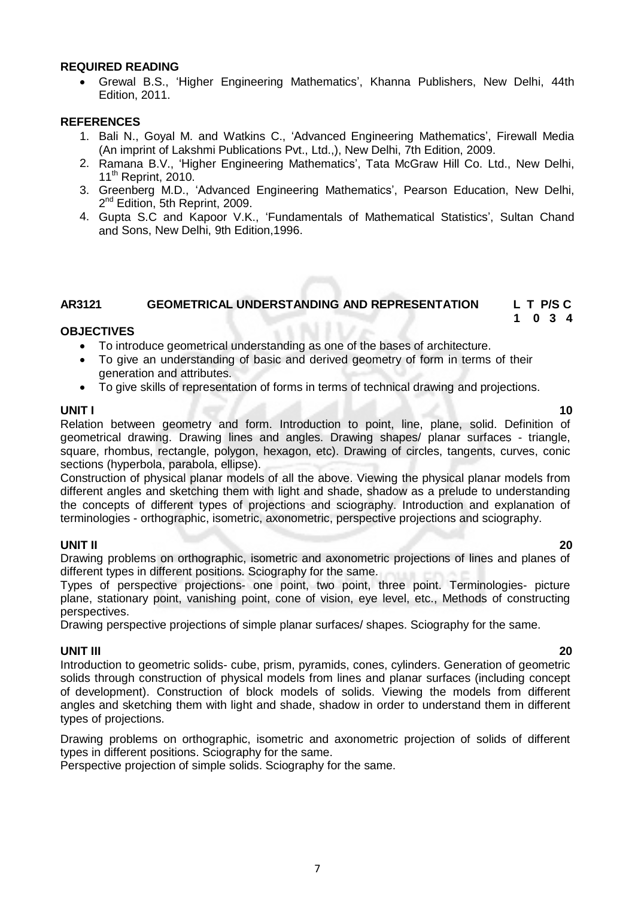**REQUIRED READING**

- Grewal B.S., 'Higher Engineering Mathematics', Khanna Publishers, New Delhi, 44th Edition, 2011.

**REFERENCES**

1. Bali N., Goyal M. and Watkins C., 'Advanced Engineering Mathematics', Firewall Media (An imprint of Lakshmi Publications Pvt., Ltd.,), New Delhi, 7th Edition, 2009.
2. Ramana B.V., 'Higher Engineering Mathematics', Tata McGraw Hill Co. Ltd., New Delhi, 11th Reprint, 2010.
3. Greenberg M.D., 'Advanced Engineering Mathematics', Pearson Education, New Delhi, 2nd Edition, 5th Reprint, 2009.
4. Gupta S.C and Kapoor V.K., 'Fundamentals of Mathematical Statistics', Sultan Chand and Sons, New Delhi, 9th Edition,1996.

## AR3121 GEOMETRICAL UNDERSTANDING AND REPRESENTATION

| L | T | P/S | C |
|---|---|---|---|
| 1 | 0 | 3 | 4 |

**OBJECTIVES**

- To introduce geometrical understanding as one of the bases of architecture.
- To give an understanding of basic and derived geometry of form in terms of their generation and attributes.
- To give skills of representation of forms in terms of technical drawing and projections.

**UNIT I** **10**

Relation between geometry and form. Introduction to point, line, plane, solid. Definition of geometrical drawing. Drawing lines and angles. Drawing shapes/ planar surfaces - triangle, square, rhombus, rectangle, polygon, hexagon, etc). Drawing of circles, tangents, curves, conic sections (hyperbola, parabola, ellipse).

Construction of physical planar models of all the above. Viewing the physical planar models from different angles and sketching them with light and shade, shadow as a prelude to understanding the concepts of different types of projections and sciography. Introduction and explanation of terminologies - orthographic, isometric, axonometric, perspective projections and sciography.

**UNIT II** **20**

Drawing problems on orthographic, isometric and axonometric projections of lines and planes of different types in different positions. Sciography for the same.

Types of perspective projections- one point, two point, three point. Terminologies- picture plane, stationary point, vanishing point, cone of vision, eye level, etc., Methods of constructing perspectives.

Drawing perspective projections of simple planar surfaces/ shapes. Sciography for the same.

**UNIT III** **20**

Introduction to geometric solids- cube, prism, pyramids, cones, cylinders. Generation of geometric solids through construction of physical models from lines and planar surfaces (including concept of development). Construction of block models of solids. Viewing the models from different angles and sketching them with light and shade, shadow in order to understand them in different types of projections.

Drawing problems on orthographic, isometric and axonometric projection of solids of different types in different positions. Sciography for the same.

Perspective projection of simple solids. Sciography for the same.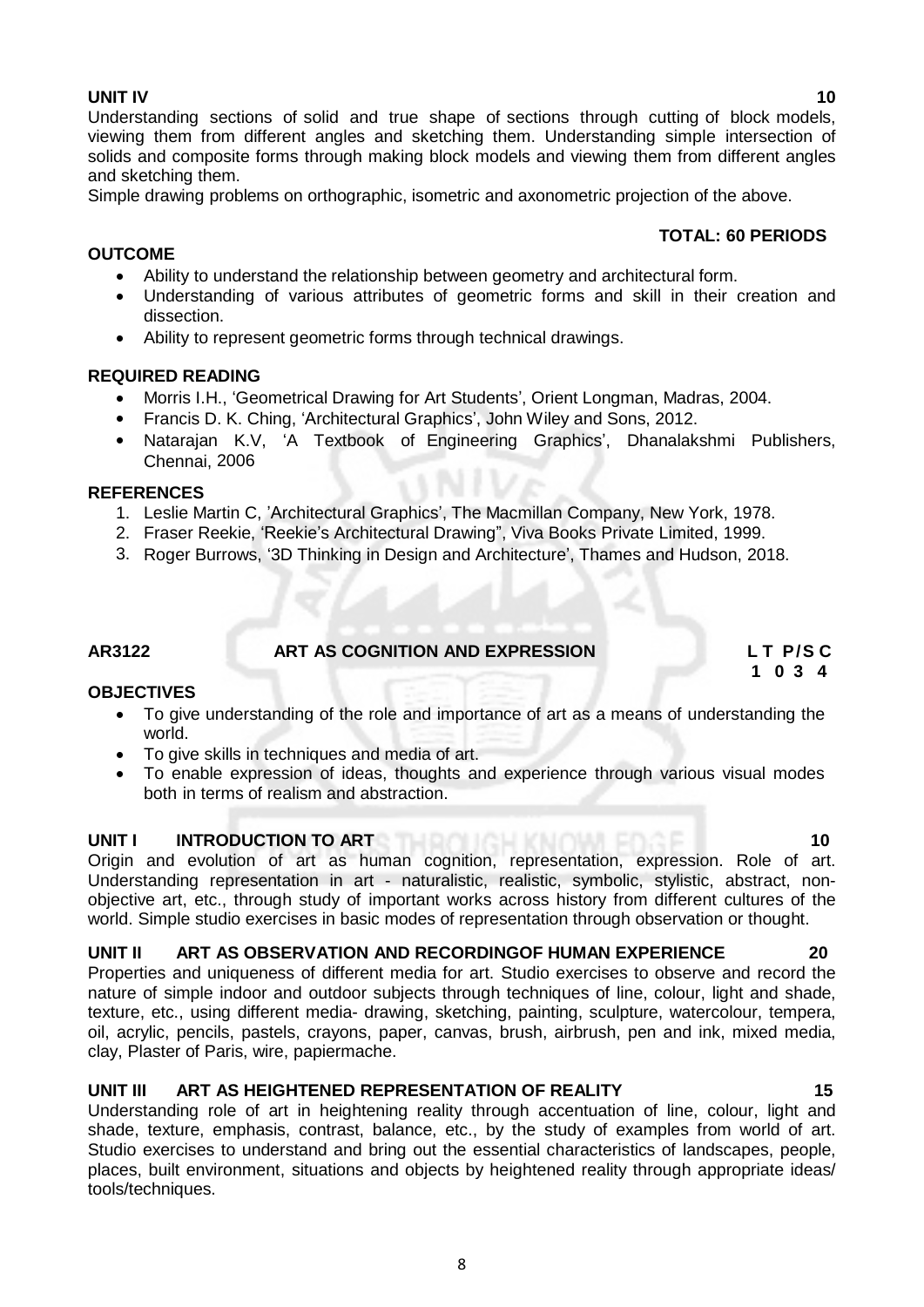**UNIT IV 10**

Understanding sections of solid and true shape of sections through cutting of block models, viewing them from different angles and sketching them. Understanding simple intersection of solids and composite forms through making block models and viewing them from different angles and sketching them.

Simple drawing problems on orthographic, isometric and axonometric projection of the above.

**TOTAL: 60 PERIODS**

**OUTCOME**

- Ability to understand the relationship between geometry and architectural form.
- Understanding of various attributes of geometric forms and skill in their creation and dissection.
- Ability to represent geometric forms through technical drawings.

**REQUIRED READING**

- Morris I.H., 'Geometrical Drawing for Art Students', Orient Longman, Madras, 2004.
- Francis D. K. Ching, 'Architectural Graphics', John Wiley and Sons, 2012.
- Natarajan K.V, 'A Textbook of Engineering Graphics', Dhanalakshmi Publishers, Chennai, 2006

**REFERENCES**

1. Leslie Martin C, 'Architectural Graphics', The Macmillan Company, New York, 1978.
2. Fraser Reekie, 'Reekie's Architectural Drawing", Viva Books Private Limited, 1999.
3. Roger Burrows, '3D Thinking in Design and Architecture', Thames and Hudson, 2018.

## AR3122 ART AS COGNITION AND EXPRESSION

| L | T | P/S | C |
|---|---|---|---|
| 1 | 0 | 3 | 4 |

**OBJECTIVES**

- To give understanding of the role and importance of art as a means of understanding the world.
- To give skills in techniques and media of art.
- To enable expression of ideas, thoughts and experience through various visual modes both in terms of realism and abstraction.

**UNIT I INTRODUCTION TO ART 10**

Origin and evolution of art as human cognition, representation, expression. Role of art. Understanding representation in art - naturalistic, realistic, symbolic, stylistic, abstract, non-objective art, etc., through study of important works across history from different cultures of the world. Simple studio exercises in basic modes of representation through observation or thought.

**UNIT II ART AS OBSERVATION AND RECORDINGOF HUMAN EXPERIENCE 20**

Properties and uniqueness of different media for art. Studio exercises to observe and record the nature of simple indoor and outdoor subjects through techniques of line, colour, light and shade, texture, etc., using different media- drawing, sketching, painting, sculpture, watercolour, tempera, oil, acrylic, pencils, pastels, crayons, paper, canvas, brush, airbrush, pen and ink, mixed media, clay, Plaster of Paris, wire, papiermache.

**UNIT III ART AS HEIGHTENED REPRESENTATION OF REALITY 15**

Understanding role of art in heightening reality through accentuation of line, colour, light and shade, texture, emphasis, contrast, balance, etc., by the study of examples from world of art. Studio exercises to understand and bring out the essential characteristics of landscapes, people, places, built environment, situations and objects by heightened reality through appropriate ideas/ tools/techniques.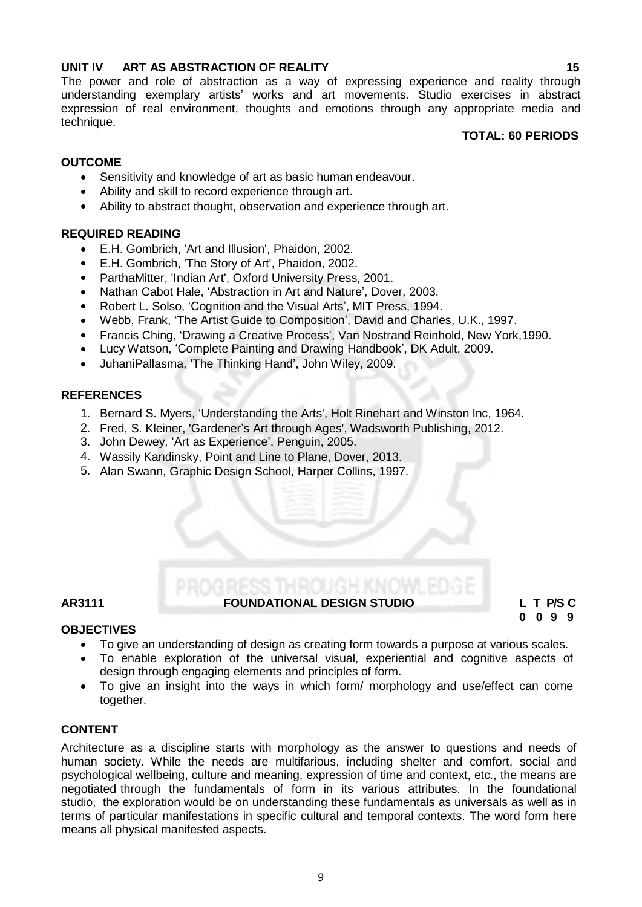**UNIT IV ART AS ABSTRACTION OF REALITY 15**

The power and role of abstraction as a way of expressing experience and reality through understanding exemplary artists' works and art movements. Studio exercises in abstract expression of real environment, thoughts and emotions through any appropriate media and technique.

**TOTAL: 60 PERIODS**

**OUTCOME**

- Sensitivity and knowledge of art as basic human endeavour.
- Ability and skill to record experience through art.
- Ability to abstract thought, observation and experience through art.

**REQUIRED READING**

- E.H. Gombrich, 'Art and Illusion', Phaidon, 2002.
- E.H. Gombrich, 'The Story of Art', Phaidon, 2002.
- ParthaMitter, 'Indian Art', Oxford University Press, 2001.
- Nathan Cabot Hale, 'Abstraction in Art and Nature', Dover, 2003.
- Robert L. Solso, 'Cognition and the Visual Arts', MIT Press, 1994.
- Webb, Frank, 'The Artist Guide to Composition', David and Charles, U.K., 1997.
- Francis Ching, 'Drawing a Creative Process', Van Nostrand Reinhold, New York,1990.
- Lucy Watson, 'Complete Painting and Drawing Handbook', DK Adult, 2009.
- JuhaniPallasma, 'The Thinking Hand', John Wiley, 2009.

**REFERENCES**

1. Bernard S. Myers, 'Understanding the Arts', Holt Rinehart and Winston Inc, 1964.
2. Fred, S. Kleiner, 'Gardener's Art through Ages', Wadsworth Publishing, 2012.
3. John Dewey, 'Art as Experience', Penguin, 2005.
4. Wassily Kandinsky, Point and Line to Plane, Dover, 2013.
5. Alan Swann, Graphic Design School, Harper Collins, 1997.

**AR3111 FOUNDATIONAL DESIGN STUDIO**

| L | T | P/S | C |
|---|---|---|---|
| 0 | 0 | 9 | 9 |

**OBJECTIVES**

- To give an understanding of design as creating form towards a purpose at various scales.
- To enable exploration of the universal visual, experiential and cognitive aspects of design through engaging elements and principles of form.
- To give an insight into the ways in which form/ morphology and use/effect can come together.

**CONTENT**

Architecture as a discipline starts with morphology as the answer to questions and needs of human society. While the needs are multifarious, including shelter and comfort, social and psychological wellbeing, culture and meaning, expression of time and context, etc., the means are negotiated through the fundamentals of form in its various attributes. In the foundational studio, the exploration would be on understanding these fundamentals as universals as well as in terms of particular manifestations in specific cultural and temporal contexts. The word form here means all physical manifested aspects.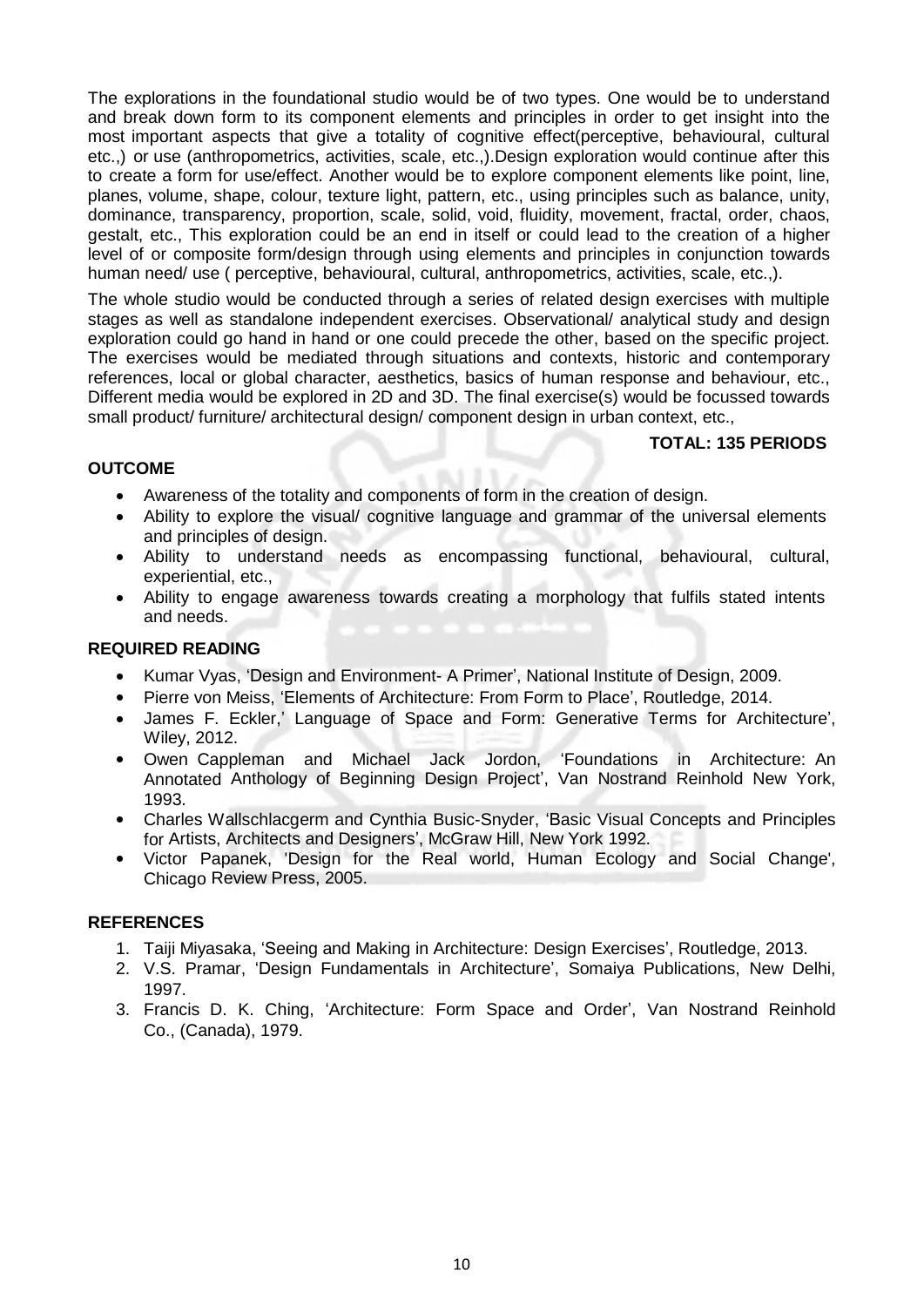The explorations in the foundational studio would be of two types. One would be to understand and break down form to its component elements and principles in order to get insight into the most important aspects that give a totality of cognitive effect(perceptive, behavioural, cultural etc.,) or use (anthropometrics, activities, scale, etc.,).Design exploration would continue after this to create a form for use/effect. Another would be to explore component elements like point, line, planes, volume, shape, colour, texture light, pattern, etc., using principles such as balance, unity, dominance, transparency, proportion, scale, solid, void, fluidity, movement, fractal, order, chaos, gestalt, etc., This exploration could be an end in itself or could lead to the creation of a higher level of or composite form/design through using elements and principles in conjunction towards human need/ use ( perceptive, behavioural, cultural, anthropometrics, activities, scale, etc.,).

The whole studio would be conducted through a series of related design exercises with multiple stages as well as standalone independent exercises. Observational/ analytical study and design exploration could go hand in hand or one could precede the other, based on the specific project. The exercises would be mediated through situations and contexts, historic and contemporary references, local or global character, aesthetics, basics of human response and behaviour, etc., Different media would be explored in 2D and 3D. The final exercise(s) would be focussed towards small product/ furniture/ architectural design/ component design in urban context, etc.,

**TOTAL: 135 PERIODS**

**OUTCOME**

- Awareness of the totality and components of form in the creation of design.
- Ability to explore the visual/ cognitive language and grammar of the universal elements and principles of design.
- Ability to understand needs as encompassing functional, behavioural, cultural, experiential, etc.,
- Ability to engage awareness towards creating a morphology that fulfils stated intents and needs.

**REQUIRED READING**

- Kumar Vyas, 'Design and Environment- A Primer', National Institute of Design, 2009.
- Pierre von Meiss, 'Elements of Architecture: From Form to Place', Routledge, 2014.
- James F. Eckler,' Language of Space and Form: Generative Terms for Architecture', Wiley, 2012.
- Owen Cappleman and Michael Jack Jordon, 'Foundations in Architecture: An Annotated Anthology of Beginning Design Project', Van Nostrand Reinhold New York, 1993.
- Charles Wallschlacgerm and Cynthia Busic-Snyder, 'Basic Visual Concepts and Principles for Artists, Architects and Designers', McGraw Hill, New York 1992.
- Victor Papanek, 'Design for the Real world, Human Ecology and Social Change', Chicago Review Press, 2005.

**REFERENCES**

1. Taiji Miyasaka, 'Seeing and Making in Architecture: Design Exercises', Routledge, 2013.
2. V.S. Pramar, 'Design Fundamentals in Architecture', Somaiya Publications, New Delhi, 1997.
3. Francis D. K. Ching, 'Architecture: Form Space and Order', Van Nostrand Reinhold Co., (Canada), 1979.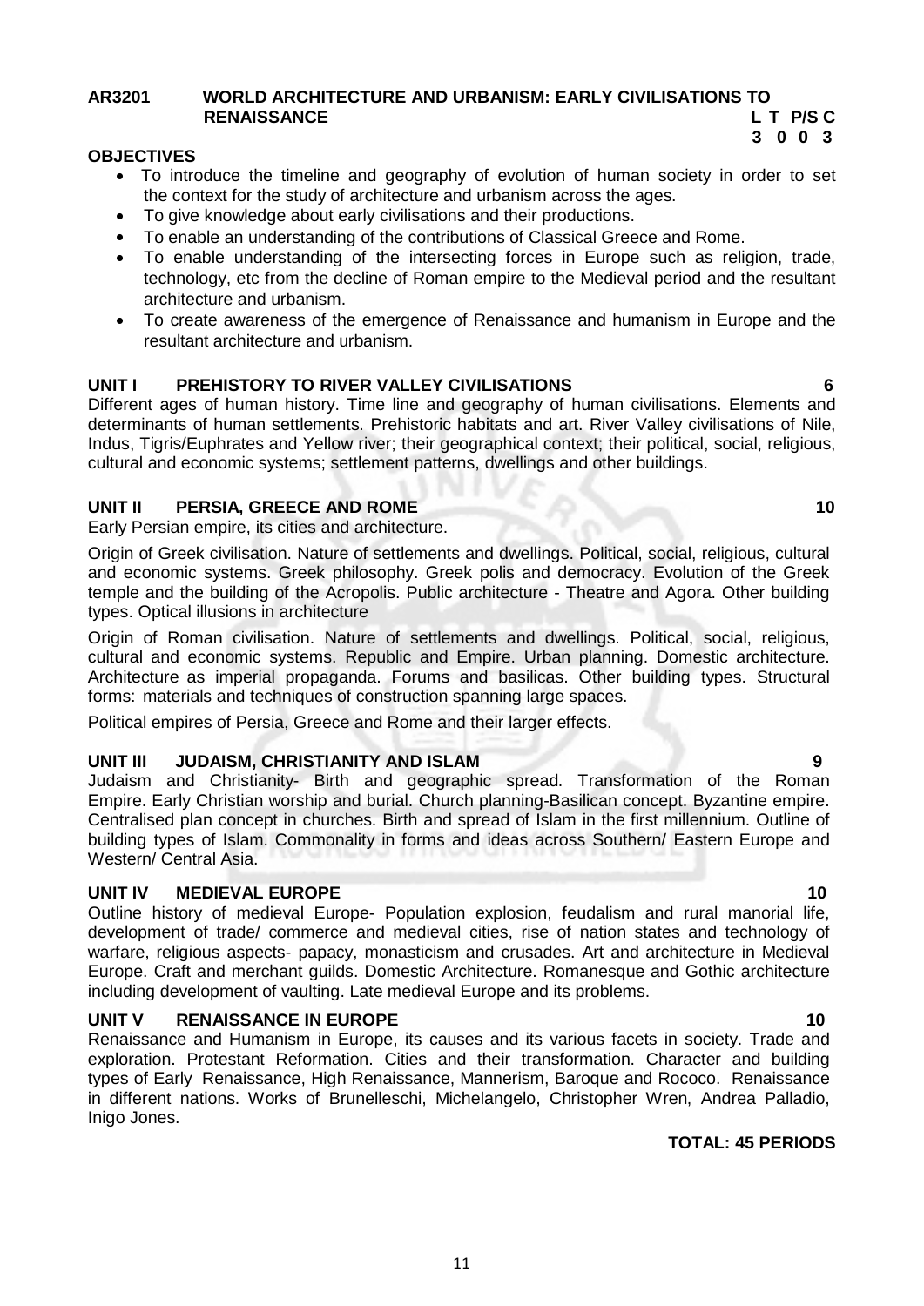**AR3201 WORLD ARCHITECTURE AND URBANISM: EARLY CIVILISATIONS TO RENAISSANCE**

| L | T | P/S | C |
|---|---|---|---|
| 3 | 0 | 0 | 3 |

**OBJECTIVES**

- To introduce the timeline and geography of evolution of human society in order to set the context for the study of architecture and urbanism across the ages.
- To give knowledge about early civilisations and their productions.
- To enable an understanding of the contributions of Classical Greece and Rome.
- To enable understanding of the intersecting forces in Europe such as religion, trade, technology, etc from the decline of Roman empire to the Medieval period and the resultant architecture and urbanism.
- To create awareness of the emergence of Renaissance and humanism in Europe and the resultant architecture and urbanism.

**UNIT I PREHISTORY TO RIVER VALLEY CIVILISATIONS 6**

Different ages of human history. Time line and geography of human civilisations. Elements and determinants of human settlements. Prehistoric habitats and art. River Valley civilisations of Nile, Indus, Tigris/Euphrates and Yellow river; their geographical context; their political, social, religious, cultural and economic systems; settlement patterns, dwellings and other buildings.

**UNIT II PERSIA, GREECE AND ROME 10**

Early Persian empire, its cities and architecture.

Origin of Greek civilisation. Nature of settlements and dwellings. Political, social, religious, cultural and economic systems. Greek philosophy. Greek polis and democracy. Evolution of the Greek temple and the building of the Acropolis. Public architecture - Theatre and Agora. Other building types. Optical illusions in architecture

Origin of Roman civilisation. Nature of settlements and dwellings. Political, social, religious, cultural and economic systems. Republic and Empire. Urban planning. Domestic architecture. Architecture as imperial propaganda. Forums and basilicas. Other building types. Structural forms: materials and techniques of construction spanning large spaces.

Political empires of Persia, Greece and Rome and their larger effects.

**UNIT III JUDAISM, CHRISTIANITY AND ISLAM 9**

Judaism and Christianity- Birth and geographic spread. Transformation of the Roman Empire. Early Christian worship and burial. Church planning-Basilican concept. Byzantine empire. Centralised plan concept in churches. Birth and spread of Islam in the first millennium. Outline of building types of Islam. Commonality in forms and ideas across Southern/ Eastern Europe and Western/ Central Asia.

**UNIT IV MEDIEVAL EUROPE 10**

Outline history of medieval Europe- Population explosion, feudalism and rural manorial life, development of trade/ commerce and medieval cities, rise of nation states and technology of warfare, religious aspects- papacy, monasticism and crusades. Art and architecture in Medieval Europe. Craft and merchant guilds. Domestic Architecture. Romanesque and Gothic architecture including development of vaulting. Late medieval Europe and its problems.

**UNIT V RENAISSANCE IN EUROPE 10**

Renaissance and Humanism in Europe, its causes and its various facets in society. Trade and exploration. Protestant Reformation. Cities and their transformation. Character and building types of Early Renaissance, High Renaissance, Mannerism, Baroque and Rococo. Renaissance in different nations. Works of Brunelleschi, Michelangelo, Christopher Wren, Andrea Palladio, Inigo Jones.

**TOTAL: 45 PERIODS**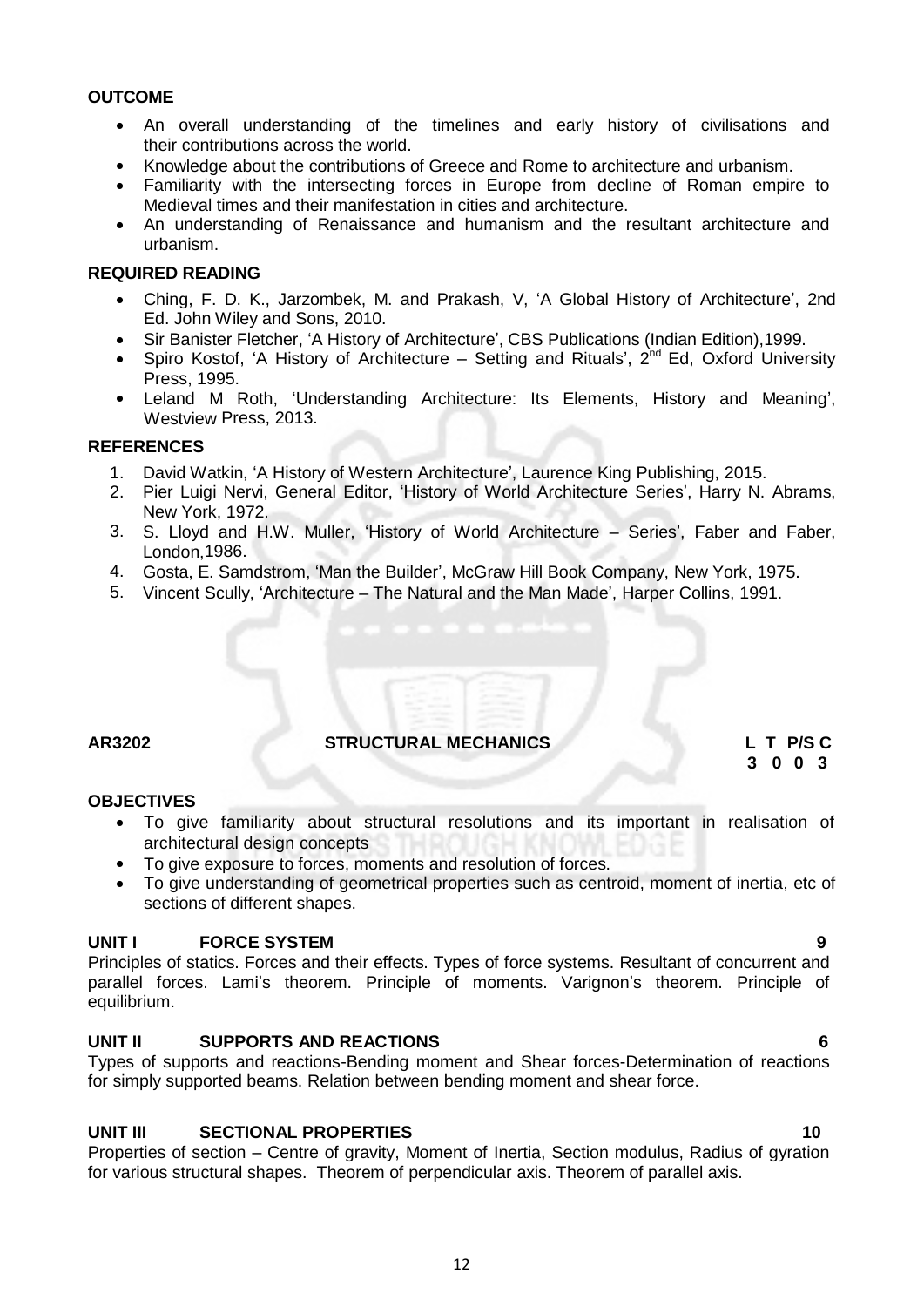**OUTCOME**

- An overall understanding of the timelines and early history of civilisations and their contributions across the world.
- Knowledge about the contributions of Greece and Rome to architecture and urbanism.
- Familiarity with the intersecting forces in Europe from decline of Roman empire to Medieval times and their manifestation in cities and architecture.
- An understanding of Renaissance and humanism and the resultant architecture and urbanism.

**REQUIRED READING**

- Ching, F. D. K., Jarzombek, M. and Prakash, V, 'A Global History of Architecture', 2nd Ed. John Wiley and Sons, 2010.
- Sir Banister Fletcher, 'A History of Architecture', CBS Publications (Indian Edition),1999.
- Spiro Kostof, 'A History of Architecture – Setting and Rituals', 2nd Ed, Oxford University Press, 1995.
- Leland M Roth, 'Understanding Architecture: Its Elements, History and Meaning', Westview Press, 2013.

**REFERENCES**

1. David Watkin, 'A History of Western Architecture', Laurence King Publishing, 2015.
2. Pier Luigi Nervi, General Editor, 'History of World Architecture Series', Harry N. Abrams, New York, 1972.
3. S. Lloyd and H.W. Muller, 'History of World Architecture – Series', Faber and Faber, London,1986.
4. Gosta, E. Samdstrom, 'Man the Builder', McGraw Hill Book Company, New York, 1975.
5. Vincent Scully, 'Architecture – The Natural and the Man Made', Harper Collins, 1991.

**AR3202 STRUCTURAL MECHANICS**

| L | T | P/S | C |
|---|---|---|---|
| 3 | 0 | 0 | 3 |

**OBJECTIVES**

- To give familiarity about structural resolutions and its important in realisation of architectural design concepts
- To give exposure to forces, moments and resolution of forces.
- To give understanding of geometrical properties such as centroid, moment of inertia, etc of sections of different shapes.

**UNIT I FORCE SYSTEM** **9**

Principles of statics. Forces and their effects. Types of force systems. Resultant of concurrent and parallel forces. Lami's theorem. Principle of moments. Varignon's theorem. Principle of equilibrium.

**UNIT II SUPPORTS AND REACTIONS** **6**

Types of supports and reactions-Bending moment and Shear forces-Determination of reactions for simply supported beams. Relation between bending moment and shear force.

**UNIT III SECTIONAL PROPERTIES** **10**

Properties of section – Centre of gravity, Moment of Inertia, Section modulus, Radius of gyration for various structural shapes. Theorem of perpendicular axis. Theorem of parallel axis.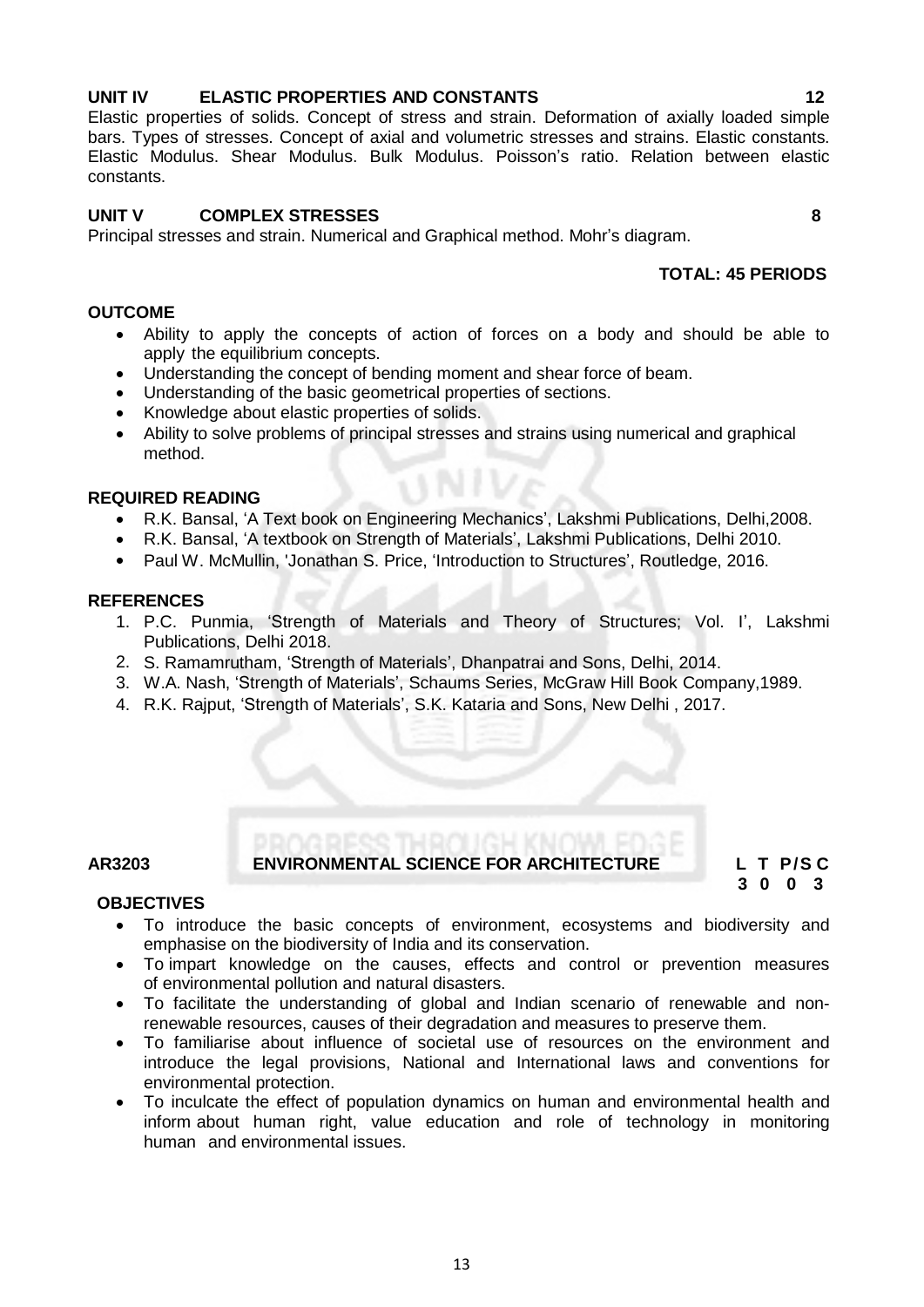**UNIT IV ELASTIC PROPERTIES AND CONSTANTS 12**

Elastic properties of solids. Concept of stress and strain. Deformation of axially loaded simple bars. Types of stresses. Concept of axial and volumetric stresses and strains. Elastic constants. Elastic Modulus. Shear Modulus. Bulk Modulus. Poisson's ratio. Relation between elastic constants.

**UNIT V COMPLEX STRESSES 8**

Principal stresses and strain. Numerical and Graphical method. Mohr's diagram.

**TOTAL: 45 PERIODS**

**OUTCOME**

- Ability to apply the concepts of action of forces on a body and should be able to apply the equilibrium concepts.
- Understanding the concept of bending moment and shear force of beam.
- Understanding of the basic geometrical properties of sections.
- Knowledge about elastic properties of solids.
- Ability to solve problems of principal stresses and strains using numerical and graphical method.

**REQUIRED READING**

- R.K. Bansal, 'A Text book on Engineering Mechanics', Lakshmi Publications, Delhi,2008.
- R.K. Bansal, 'A textbook on Strength of Materials', Lakshmi Publications, Delhi 2010.
- Paul W. McMullin, 'Jonathan S. Price, 'Introduction to Structures', Routledge, 2016.

**REFERENCES**

1. P.C. Punmia, 'Strength of Materials and Theory of Structures; Vol. I', Lakshmi Publications, Delhi 2018.
2. S. Ramamrutham, 'Strength of Materials', Dhanpatrai and Sons, Delhi, 2014.
3. W.A. Nash, 'Strength of Materials', Schaums Series, McGraw Hill Book Company,1989.
4. R.K. Rajput, 'Strength of Materials', S.K. Kataria and Sons, New Delhi , 2017.

**AR3203 ENVIRONMENTAL SCIENCE FOR ARCHITECTURE**

| L | T | P/S | C |
|---|---|---|---|
| 3 | 0 | 0 | 3 |

**OBJECTIVES**

- To introduce the basic concepts of environment, ecosystems and biodiversity and emphasise on the biodiversity of India and its conservation.
- To impart knowledge on the causes, effects and control or prevention measures of environmental pollution and natural disasters.
- To facilitate the understanding of global and Indian scenario of renewable and non-renewable resources, causes of their degradation and measures to preserve them.
- To familiarise about influence of societal use of resources on the environment and introduce the legal provisions, National and International laws and conventions for environmental protection.
- To inculcate the effect of population dynamics on human and environmental health and inform about human right, value education and role of technology in monitoring human and environmental issues.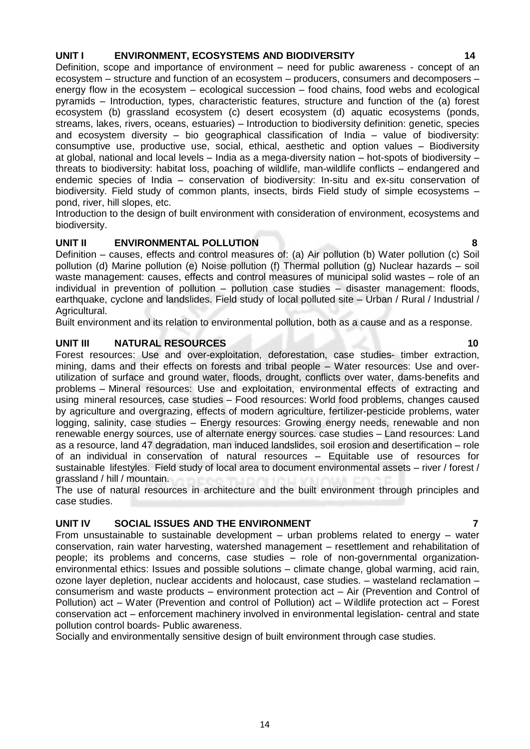## UNIT I ENVIRONMENT, ECOSYSTEMS AND BIODIVERSITY 14

Definition, scope and importance of environment – need for public awareness - concept of an ecosystem – structure and function of an ecosystem – producers, consumers and decomposers – energy flow in the ecosystem – ecological succession – food chains, food webs and ecological pyramids – Introduction, types, characteristic features, structure and function of the (a) forest ecosystem (b) grassland ecosystem (c) desert ecosystem (d) aquatic ecosystems (ponds, streams, lakes, rivers, oceans, estuaries) – Introduction to biodiversity definition: genetic, species and ecosystem diversity – bio geographical classification of India – value of biodiversity: consumptive use, productive use, social, ethical, aesthetic and option values – Biodiversity at global, national and local levels – India as a mega-diversity nation – hot-spots of biodiversity – threats to biodiversity: habitat loss, poaching of wildlife, man-wildlife conflicts – endangered and endemic species of India – conservation of biodiversity: In-situ and ex-situ conservation of biodiversity. Field study of common plants, insects, birds Field study of simple ecosystems – pond, river, hill slopes, etc.

Introduction to the design of built environment with consideration of environment, ecosystems and biodiversity.

## UNIT II ENVIRONMENTAL POLLUTION 8

Definition – causes, effects and control measures of: (a) Air pollution (b) Water pollution (c) Soil pollution (d) Marine pollution (e) Noise pollution (f) Thermal pollution (g) Nuclear hazards – soil waste management: causes, effects and control measures of municipal solid wastes – role of an individual in prevention of pollution – pollution case studies – disaster management: floods, earthquake, cyclone and landslides. Field study of local polluted site – Urban / Rural / Industrial / Agricultural.

Built environment and its relation to environmental pollution, both as a cause and as a response.

## UNIT III NATURAL RESOURCES 10

Forest resources: Use and over-exploitation, deforestation, case studies- timber extraction, mining, dams and their effects on forests and tribal people – Water resources: Use and over-utilization of surface and ground water, floods, drought, conflicts over water, dams-benefits and problems – Mineral resources: Use and exploitation, environmental effects of extracting and using mineral resources, case studies – Food resources: World food problems, changes caused by agriculture and overgrazing, effects of modern agriculture, fertilizer-pesticide problems, water logging, salinity, case studies – Energy resources: Growing energy needs, renewable and non renewable energy sources, use of alternate energy sources. case studies – Land resources: Land as a resource, land 47 degradation, man induced landslides, soil erosion and desertification – role of an individual in conservation of natural resources – Equitable use of resources for sustainable lifestyles. Field study of local area to document environmental assets – river / forest / grassland / hill / mountain.

The use of natural resources in architecture and the built environment through principles and case studies.

## UNIT IV SOCIAL ISSUES AND THE ENVIRONMENT 7

From unsustainable to sustainable development – urban problems related to energy – water conservation, rain water harvesting, watershed management – resettlement and rehabilitation of people; its problems and concerns, case studies – role of non-governmental organization-environmental ethics: Issues and possible solutions – climate change, global warming, acid rain, ozone layer depletion, nuclear accidents and holocaust, case studies. – wasteland reclamation – consumerism and waste products – environment protection act – Air (Prevention and Control of Pollution) act – Water (Prevention and control of Pollution) act – Wildlife protection act – Forest conservation act – enforcement machinery involved in environmental legislation- central and state pollution control boards- Public awareness.

Socially and environmentally sensitive design of built environment through case studies.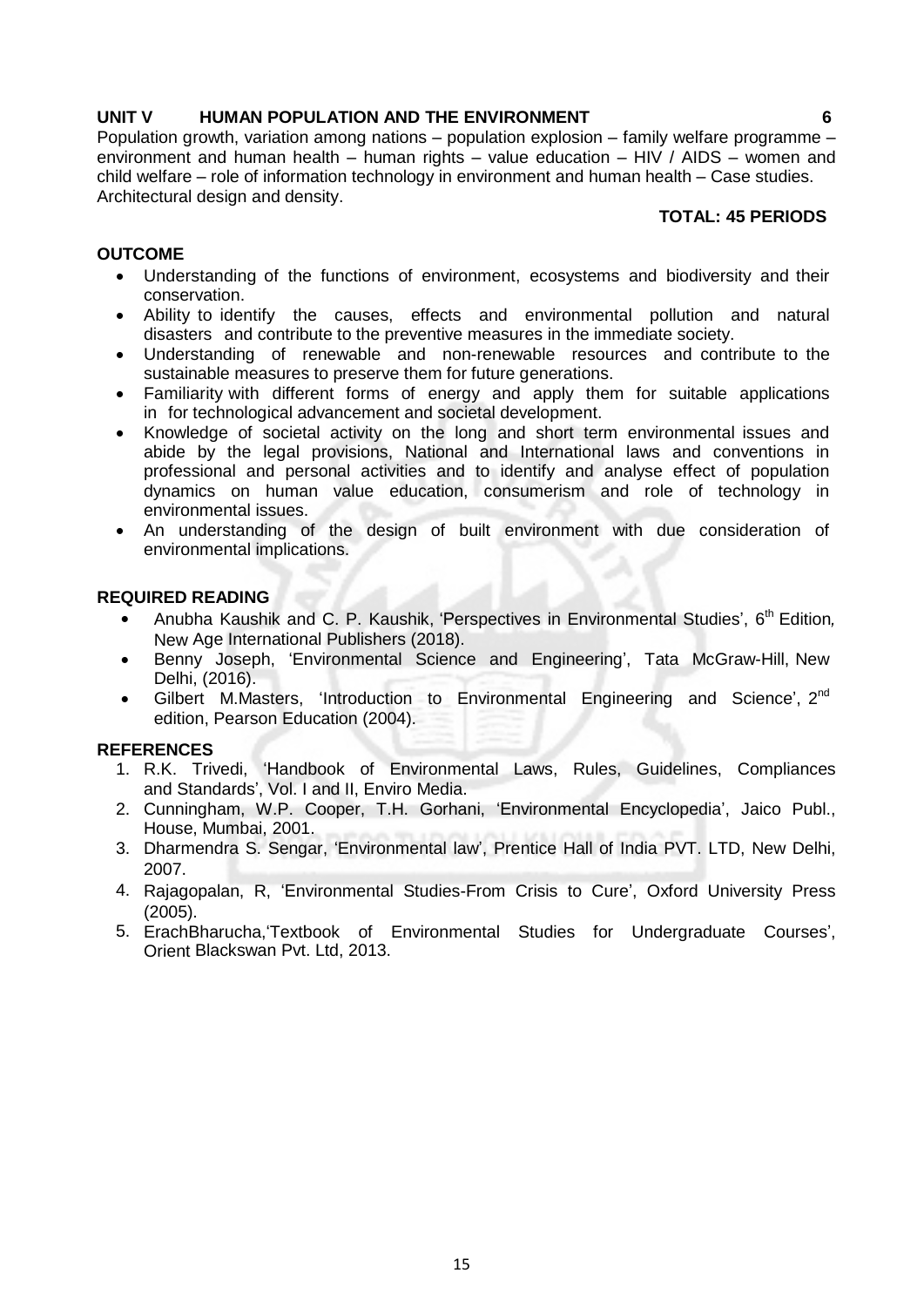**UNIT V HUMAN POPULATION AND THE ENVIRONMENT 6**

Population growth, variation among nations – population explosion – family welfare programme – environment and human health – human rights – value education – HIV / AIDS – women and child welfare – role of information technology in environment and human health – Case studies. Architectural design and density.

**TOTAL: 45 PERIODS**

**OUTCOME**

- Understanding of the functions of environment, ecosystems and biodiversity and their conservation.
- Ability to identify the causes, effects and environmental pollution and natural disasters and contribute to the preventive measures in the immediate society.
- Understanding of renewable and non-renewable resources and contribute to the sustainable measures to preserve them for future generations.
- Familiarity with different forms of energy and apply them for suitable applications in for technological advancement and societal development.
- Knowledge of societal activity on the long and short term environmental issues and abide by the legal provisions, National and International laws and conventions in professional and personal activities and to identify and analyse effect of population dynamics on human value education, consumerism and role of technology in environmental issues.
- An understanding of the design of built environment with due consideration of environmental implications.

**REQUIRED READING**

- Anubha Kaushik and C. P. Kaushik, 'Perspectives in Environmental Studies', 6th Edition, New Age International Publishers (2018).
- Benny Joseph, 'Environmental Science and Engineering', Tata McGraw-Hill, New Delhi, (2016).
- Gilbert M.Masters, 'Introduction to Environmental Engineering and Science', 2nd edition, Pearson Education (2004).

**REFERENCES**

1. R.K. Trivedi, 'Handbook of Environmental Laws, Rules, Guidelines, Compliances and Standards', Vol. I and II, Enviro Media.
2. Cunningham, W.P. Cooper, T.H. Gorhani, 'Environmental Encyclopedia', Jaico Publ., House, Mumbai, 2001.
3. Dharmendra S. Sengar, 'Environmental law', Prentice Hall of India PVT. LTD, New Delhi, 2007.
4. Rajagopalan, R, 'Environmental Studies-From Crisis to Cure', Oxford University Press (2005).
5. ErachBharucha,'Textbook of Environmental Studies for Undergraduate Courses', Orient Blackswan Pvt. Ltd, 2013.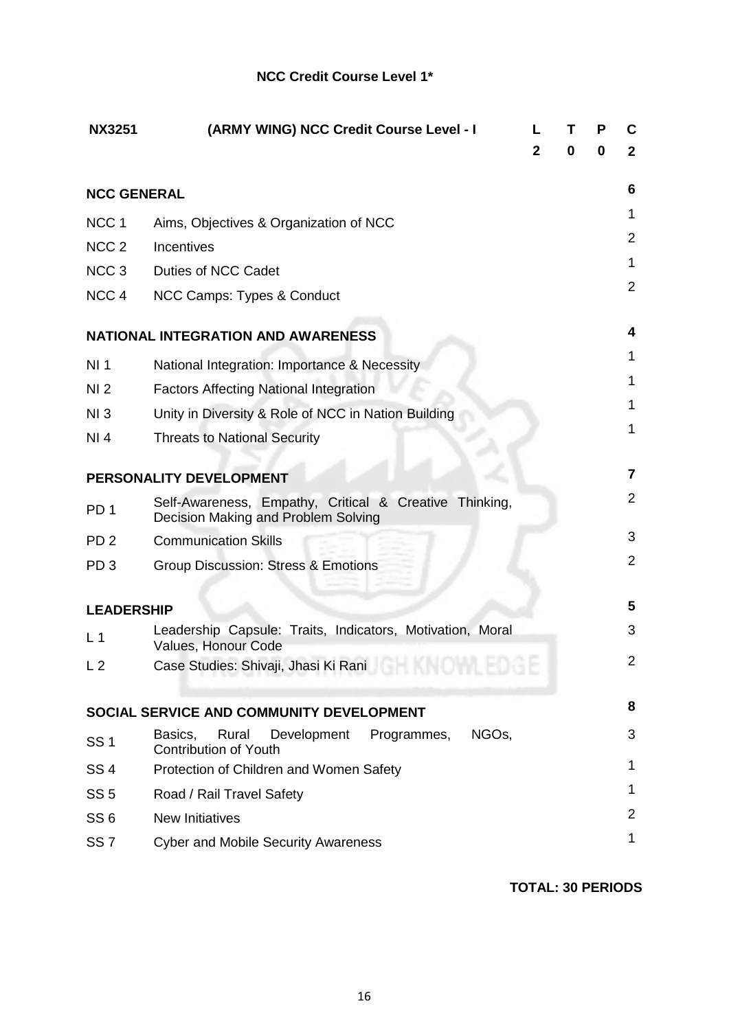## NCC Credit Course Level 1*

| NX3251 | (ARMY WING) NCC Credit Course Level - I | L | T | P | C |
|---|---|---|---|---|---|
| | | 2 | 0 | 0 | 2 |

| | | |
|---|---|---|
| **NCC GENERAL** | | **6** |
| NCC 1 | Aims, Objectives & Organization of NCC | 1 |
| NCC 2 | Incentives | 2 |
| NCC 3 | Duties of NCC Cadet | 1 |
| NCC 4 | NCC Camps: Types & Conduct | 2 |
| **NATIONAL INTEGRATION AND AWARENESS** | | **4** |
| NI 1 | National Integration: Importance & Necessity | 1 |
| NI 2 | Factors Affecting National Integration | 1 |
| NI 3 | Unity in Diversity & Role of NCC in Nation Building | 1 |
| NI 4 | Threats to National Security | 1 |
| **PERSONALITY DEVELOPMENT** | | **7** |
| PD 1 | Self-Awareness, Empathy, Critical & Creative Thinking, Decision Making and Problem Solving | 2 |
| PD 2 | Communication Skills | 3 |
| PD 3 | Group Discussion: Stress & Emotions | 2 |
| **LEADERSHIP** | | **5** |
| L 1 | Leadership Capsule: Traits, Indicators, Motivation, Moral Values, Honour Code | 3 |
| L 2 | Case Studies: Shivaji, Jhasi Ki Rani | 2 |
| **SOCIAL SERVICE AND COMMUNITY DEVELOPMENT** | | **8** |
| SS 1 | Basics, Rural Development Programmes, NGOs, Contribution of Youth | 3 |
| SS 4 | Protection of Children and Women Safety | 1 |
| SS 5 | Road / Rail Travel Safety | 1 |
| SS 6 | New Initiatives | 2 |
| SS 7 | Cyber and Mobile Security Awareness | 1 |

**TOTAL: 30 PERIODS**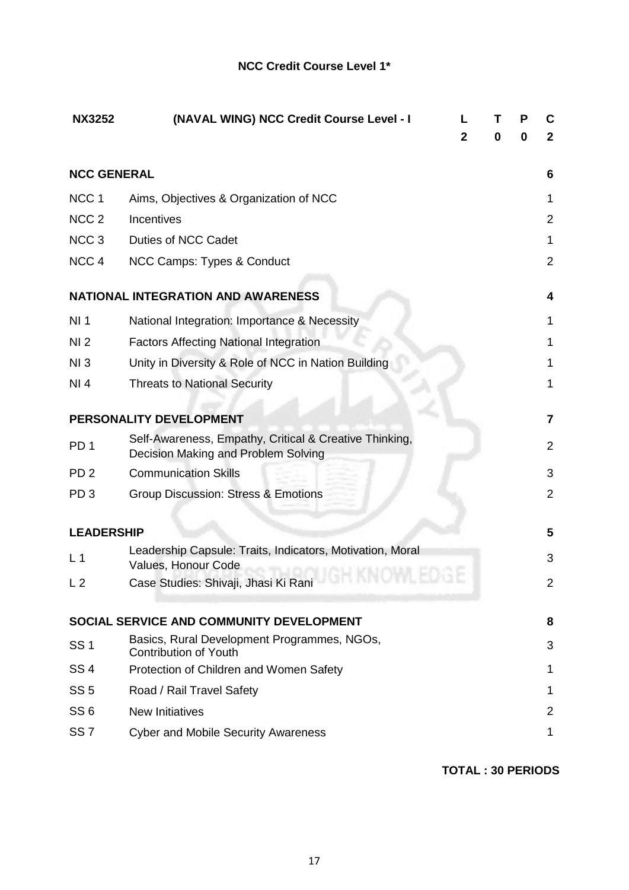## NCC Credit Course Level 1*

| NX3252 | (NAVAL WING) NCC Credit Course Level - I | L | T | P | C |
|---|---|---|---|---|---|
| | | 2 | 0 | 0 | 2 |

| | | |
|---|---|---|
| **NCC GENERAL** | | **6** |
| NCC 1 | Aims, Objectives & Organization of NCC | 1 |
| NCC 2 | Incentives | 2 |
| NCC 3 | Duties of NCC Cadet | 1 |
| NCC 4 | NCC Camps: Types & Conduct | 2 |
| **NATIONAL INTEGRATION AND AWARENESS** | | **4** |
| NI 1 | National Integration: Importance & Necessity | 1 |
| NI 2 | Factors Affecting National Integration | 1 |
| NI 3 | Unity in Diversity & Role of NCC in Nation Building | 1 |
| NI 4 | Threats to National Security | 1 |
| **PERSONALITY DEVELOPMENT** | | **7** |
| PD 1 | Self-Awareness, Empathy, Critical & Creative Thinking, Decision Making and Problem Solving | 2 |
| PD 2 | Communication Skills | 3 |
| PD 3 | Group Discussion: Stress & Emotions | 2 |
| **LEADERSHIP** | | **5** |
| L 1 | Leadership Capsule: Traits, Indicators, Motivation, Moral Values, Honour Code | 3 |
| L 2 | Case Studies: Shivaji, Jhasi Ki Rani | 2 |
| **SOCIAL SERVICE AND COMMUNITY DEVELOPMENT** | | **8** |
| SS 1 | Basics, Rural Development Programmes, NGOs, Contribution of Youth | 3 |
| SS 4 | Protection of Children and Women Safety | 1 |
| SS 5 | Road / Rail Travel Safety | 1 |
| SS 6 | New Initiatives | 2 |
| SS 7 | Cyber and Mobile Security Awareness | 1 |

**TOTAL : 30 PERIODS**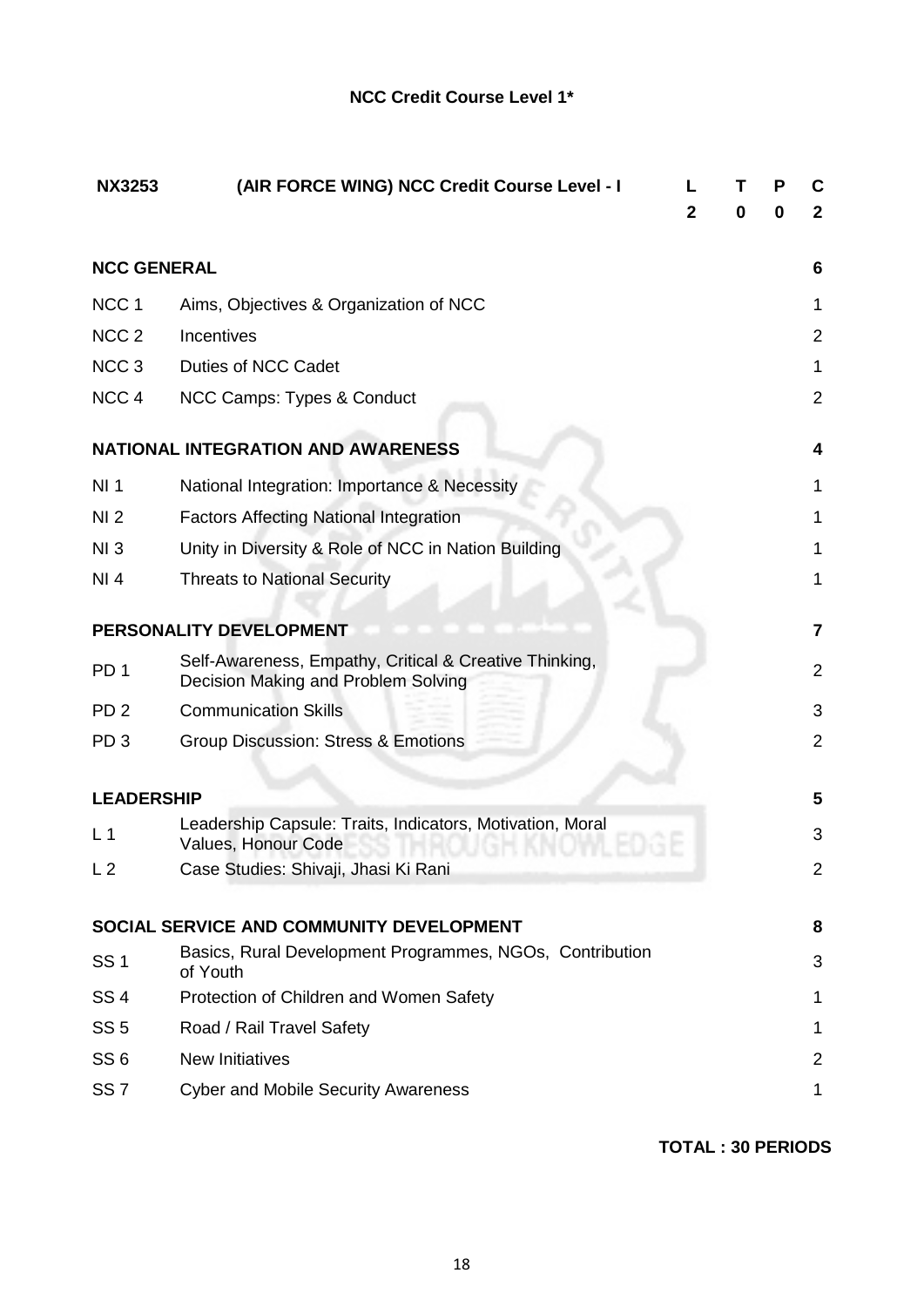## NCC Credit Course Level 1*

| NX3253 | (AIR FORCE WING) NCC Credit Course Level - I | L | T | P | C |
|---|---|---|---|---|---|
| | | 2 | 0 | 0 | 2 |

| | | |
|---|---|---|
| **NCC GENERAL** | | **6** |
| NCC 1 | Aims, Objectives & Organization of NCC | 1 |
| NCC 2 | Incentives | 2 |
| NCC 3 | Duties of NCC Cadet | 1 |
| NCC 4 | NCC Camps: Types & Conduct | 2 |
| **NATIONAL INTEGRATION AND AWARENESS** | | **4** |
| NI 1 | National Integration: Importance & Necessity | 1 |
| NI 2 | Factors Affecting National Integration | 1 |
| NI 3 | Unity in Diversity & Role of NCC in Nation Building | 1 |
| NI 4 | Threats to National Security | 1 |
| **PERSONALITY DEVELOPMENT** | | **7** |
| PD 1 | Self-Awareness, Empathy, Critical & Creative Thinking, Decision Making and Problem Solving | 2 |
| PD 2 | Communication Skills | 3 |
| PD 3 | Group Discussion: Stress & Emotions | 2 |
| **LEADERSHIP** | | **5** |
| L 1 | Leadership Capsule: Traits, Indicators, Motivation, Moral Values, Honour Code | 3 |
| L 2 | Case Studies: Shivaji, Jhasi Ki Rani | 2 |
| **SOCIAL SERVICE AND COMMUNITY DEVELOPMENT** | | **8** |
| SS 1 | Basics, Rural Development Programmes, NGOs, Contribution of Youth | 3 |
| SS 4 | Protection of Children and Women Safety | 1 |
| SS 5 | Road / Rail Travel Safety | 1 |
| SS 6 | New Initiatives | 2 |
| SS 7 | Cyber and Mobile Security Awareness | 1 |

**TOTAL : 30 PERIODS**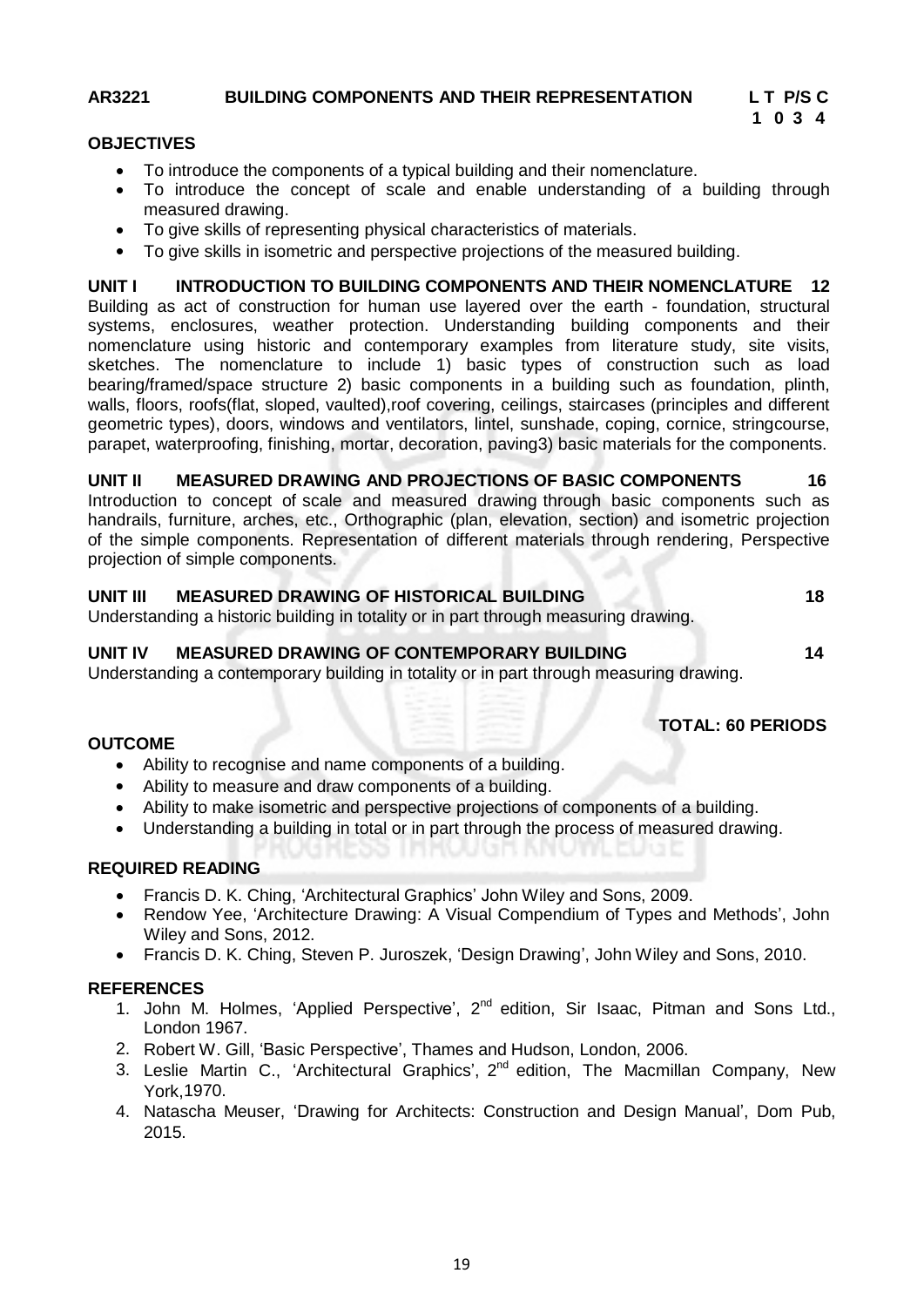**AR3221 BUILDING COMPONENTS AND THEIR REPRESENTATION**

**L T P/S C**
**1 0 3 4**

**OBJECTIVES**

- To introduce the components of a typical building and their nomenclature.
- To introduce the concept of scale and enable understanding of a building through measured drawing.
- To give skills of representing physical characteristics of materials.
- To give skills in isometric and perspective projections of the measured building.

**UNIT I INTRODUCTION TO BUILDING COMPONENTS AND THEIR NOMENCLATURE 12**

Building as act of construction for human use layered over the earth - foundation, structural systems, enclosures, weather protection. Understanding building components and their nomenclature using historic and contemporary examples from literature study, site visits, sketches. The nomenclature to include 1) basic types of construction such as load bearing/framed/space structure 2) basic components in a building such as foundation, plinth, walls, floors, roofs(flat, sloped, vaulted),roof covering, ceilings, staircases (principles and different geometric types), doors, windows and ventilators, lintel, sunshade, coping, cornice, stringcourse, parapet, waterproofing, finishing, mortar, decoration, paving3) basic materials for the components.

**UNIT II MEASURED DRAWING AND PROJECTIONS OF BASIC COMPONENTS 16**

Introduction to concept of scale and measured drawing through basic components such as handrails, furniture, arches, etc., Orthographic (plan, elevation, section) and isometric projection of the simple components. Representation of different materials through rendering, Perspective projection of simple components.

**UNIT III MEASURED DRAWING OF HISTORICAL BUILDING 18**

Understanding a historic building in totality or in part through measuring drawing.

**UNIT IV MEASURED DRAWING OF CONTEMPORARY BUILDING 14**

Understanding a contemporary building in totality or in part through measuring drawing.

**TOTAL: 60 PERIODS**

**OUTCOME**

- Ability to recognise and name components of a building.
- Ability to measure and draw components of a building.
- Ability to make isometric and perspective projections of components of a building.
- Understanding a building in total or in part through the process of measured drawing.

**REQUIRED READING**

- Francis D. K. Ching, 'Architectural Graphics' John Wiley and Sons, 2009.
- Rendow Yee, 'Architecture Drawing: A Visual Compendium of Types and Methods', John Wiley and Sons, 2012.
- Francis D. K. Ching, Steven P. Juroszek, 'Design Drawing', John Wiley and Sons, 2010.

**REFERENCES**

1. John M. Holmes, 'Applied Perspective', 2nd edition, Sir Isaac, Pitman and Sons Ltd., London 1967.
2. Robert W. Gill, 'Basic Perspective', Thames and Hudson, London, 2006.
3. Leslie Martin C., 'Architectural Graphics', 2nd edition, The Macmillan Company, New York,1970.
4. Natascha Meuser, 'Drawing for Architects: Construction and Design Manual', Dom Pub, 2015.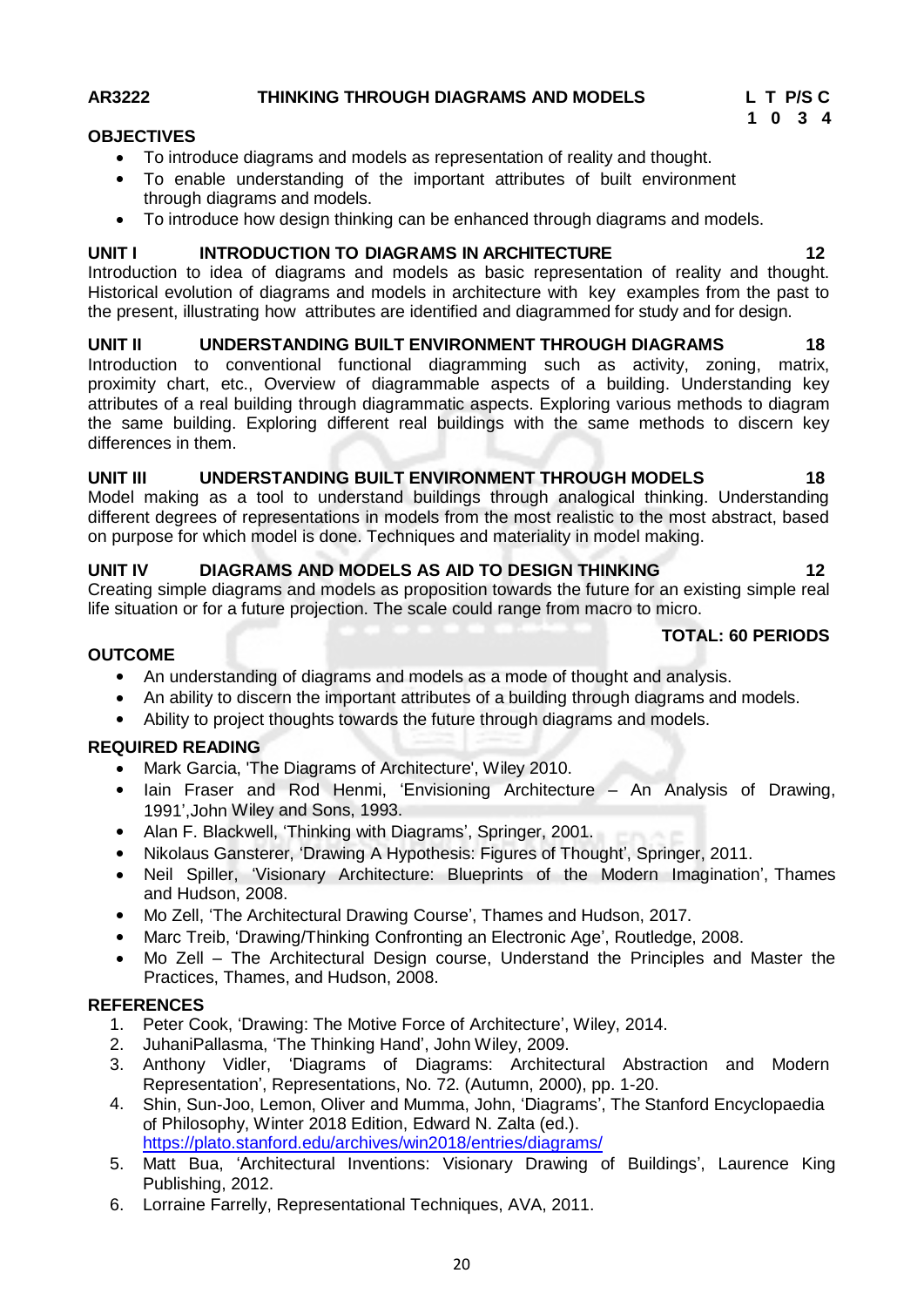**AR3222 THINKING THROUGH DIAGRAMS AND MODELS**

| L | T | P/S | C |
|---|---|---|---|
| 1 | 0 | 3 | 4 |

**OBJECTIVES**

- To introduce diagrams and models as representation of reality and thought.
- To enable understanding of the important attributes of built environment through diagrams and models.
- To introduce how design thinking can be enhanced through diagrams and models.

**UNIT I INTRODUCTION TO DIAGRAMS IN ARCHITECTURE 12**

Introduction to idea of diagrams and models as basic representation of reality and thought. Historical evolution of diagrams and models in architecture with key examples from the past to the present, illustrating how attributes are identified and diagrammed for study and for design.

**UNIT II UNDERSTANDING BUILT ENVIRONMENT THROUGH DIAGRAMS 18**

Introduction to conventional functional diagramming such as activity, zoning, matrix, proximity chart, etc., Overview of diagrammable aspects of a building. Understanding key attributes of a real building through diagrammatic aspects. Exploring various methods to diagram the same building. Exploring different real buildings with the same methods to discern key differences in them.

**UNIT III UNDERSTANDING BUILT ENVIRONMENT THROUGH MODELS 18**

Model making as a tool to understand buildings through analogical thinking. Understanding different degrees of representations in models from the most realistic to the most abstract, based on purpose for which model is done. Techniques and materiality in model making.

**UNIT IV DIAGRAMS AND MODELS AS AID TO DESIGN THINKING 12**

Creating simple diagrams and models as proposition towards the future for an existing simple real life situation or for a future projection. The scale could range from macro to micro.

**TOTAL: 60 PERIODS**

**OUTCOME**

- An understanding of diagrams and models as a mode of thought and analysis.
- An ability to discern the important attributes of a building through diagrams and models.
- Ability to project thoughts towards the future through diagrams and models.

**REQUIRED READING**

- Mark Garcia, 'The Diagrams of Architecture', Wiley 2010.
- Iain Fraser and Rod Henmi, 'Envisioning Architecture – An Analysis of Drawing, 1991',John Wiley and Sons, 1993.
- Alan F. Blackwell, 'Thinking with Diagrams', Springer, 2001.
- Nikolaus Gansterer, 'Drawing A Hypothesis: Figures of Thought', Springer, 2011.
- Neil Spiller, 'Visionary Architecture: Blueprints of the Modern Imagination', Thames and Hudson, 2008.
- Mo Zell, 'The Architectural Drawing Course', Thames and Hudson, 2017.
- Marc Treib, 'Drawing/Thinking Confronting an Electronic Age', Routledge, 2008.
- Mo Zell – The Architectural Design course, Understand the Principles and Master the Practices, Thames, and Hudson, 2008.

**REFERENCES**

1. Peter Cook, 'Drawing: The Motive Force of Architecture', Wiley, 2014.
2. JuhaniPallasma, 'The Thinking Hand', John Wiley, 2009.
3. Anthony Vidler, 'Diagrams of Diagrams: Architectural Abstraction and Modern Representation', Representations, No. 72. (Autumn, 2000), pp. 1-20.
4. Shin, Sun-Joo, Lemon, Oliver and Mumma, John, 'Diagrams', The Stanford Encyclopaedia of Philosophy, Winter 2018 Edition, Edward N. Zalta (ed.). https://plato.stanford.edu/archives/win2018/entries/diagrams/
5. Matt Bua, 'Architectural Inventions: Visionary Drawing of Buildings', Laurence King Publishing, 2012.
6. Lorraine Farrelly, Representational Techniques, AVA, 2011.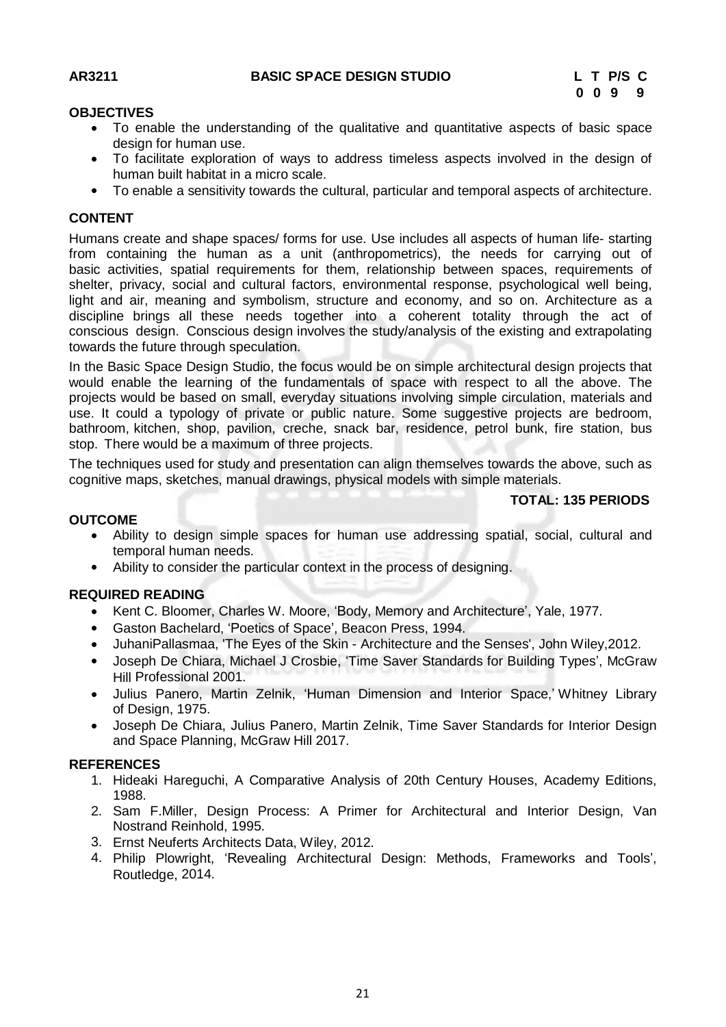**AR3211 BASIC SPACE DESIGN STUDIO**

| L | T | P/S | C |
|---|---|---|---|
| 0 | 0 | 9 | 9 |

## OBJECTIVES

- To enable the understanding of the qualitative and quantitative aspects of basic space design for human use.
- To facilitate exploration of ways to address timeless aspects involved in the design of human built habitat in a micro scale.
- To enable a sensitivity towards the cultural, particular and temporal aspects of architecture.

## CONTENT

Humans create and shape spaces/ forms for use. Use includes all aspects of human life- starting from containing the human as a unit (anthropometrics), the needs for carrying out of basic activities, spatial requirements for them, relationship between spaces, requirements of shelter, privacy, social and cultural factors, environmental response, psychological well being, light and air, meaning and symbolism, structure and economy, and so on. Architecture as a discipline brings all these needs together into a coherent totality through the act of conscious design. Conscious design involves the study/analysis of the existing and extrapolating towards the future through speculation.

In the Basic Space Design Studio, the focus would be on simple architectural design projects that would enable the learning of the fundamentals of space with respect to all the above. The projects would be based on small, everyday situations involving simple circulation, materials and use. It could a typology of private or public nature. Some suggestive projects are bedroom, bathroom, kitchen, shop, pavilion, creche, snack bar, residence, petrol bunk, fire station, bus stop. There would be a maximum of three projects.

The techniques used for study and presentation can align themselves towards the above, such as cognitive maps, sketches, manual drawings, physical models with simple materials.

**TOTAL: 135 PERIODS**

## OUTCOME

- Ability to design simple spaces for human use addressing spatial, social, cultural and temporal human needs.
- Ability to consider the particular context in the process of designing.

## REQUIRED READING

- Kent C. Bloomer, Charles W. Moore, 'Body, Memory and Architecture', Yale, 1977.
- Gaston Bachelard, 'Poetics of Space', Beacon Press, 1994.
- JuhaniPallasmaa, 'The Eyes of the Skin - Architecture and the Senses', John Wiley,2012.
- Joseph De Chiara, Michael J Crosbie, 'Time Saver Standards for Building Types', McGraw Hill Professional 2001.
- Julius Panero, Martin Zelnik, 'Human Dimension and Interior Space,' Whitney Library of Design, 1975.
- Joseph De Chiara, Julius Panero, Martin Zelnik, Time Saver Standards for Interior Design and Space Planning, McGraw Hill 2017.

## REFERENCES

1. Hideaki Hareguchi, A Comparative Analysis of 20th Century Houses, Academy Editions, 1988.
2. Sam F.Miller, Design Process: A Primer for Architectural and Interior Design, Van Nostrand Reinhold, 1995.
3. Ernst Neuferts Architects Data, Wiley, 2012.
4. Philip Plowright, 'Revealing Architectural Design: Methods, Frameworks and Tools', Routledge, 2014.